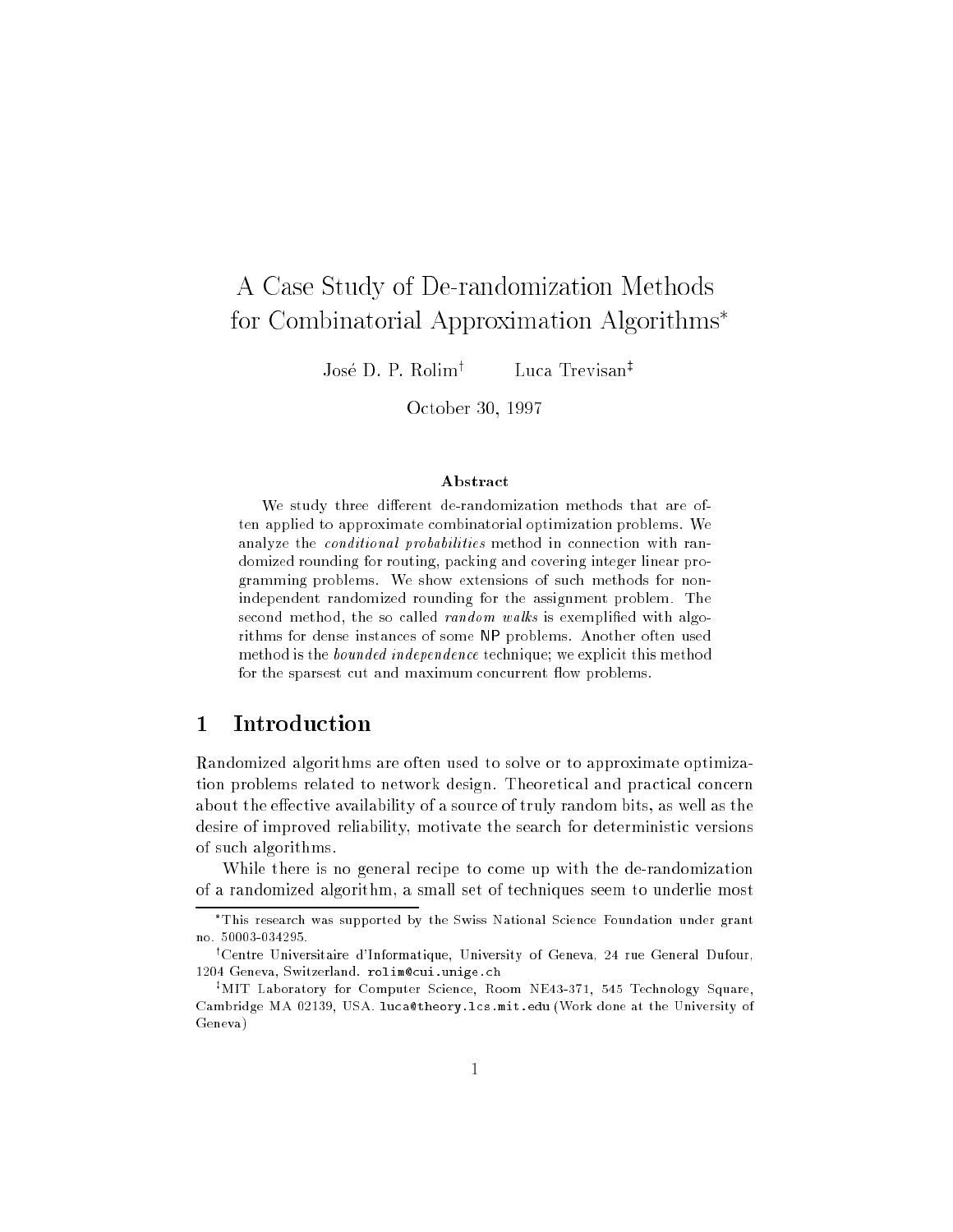# A Case Study of De-randomization Methods for Combinatorial Approximation Algorithms[*]

José D. P. Rolim[†] Luca Trevisan[‡]

October 30, 1997

### Abstract

We study three different de-randomization methods that are often applied to approximate combinatorial optimization problems. We analyze the *conditional probabilities* method in connection with randomized rounding for routing, packing and covering integer linear programming problems. We show extensions of such methods for non-independent randomized rounding for the assignment problem. The second method, the so called *random walks* is exemplified with algorithms for dense instances of some NP problems. Another often used method is the *bounded independence* technique; we explicit this method for the sparsest cut and maximum concurrent flow problems.

## 1 Introduction

Randomized algorithms are often used to solve or to approximate optimization problems related to network design. Theoretical and practical concern about the effective availability of a source of truly random bits, as well as the desire of improved reliability, motivate the search for deterministic versions of such algorithms.

While there is no general recipe to come up with the de-randomization of a randomized algorithm, a small set of techniques seem to underlie most

---

[*]This research was supported by the Swiss National Science Foundation under grant no. 50003-034295.

[†]Centre Universitaire d'Informatique, University of Geneva, 24 rue General Dufour, 1204 Geneva, Switzerland. `rolim@cui.unige.ch`

[‡]MIT Laboratory for Computer Science, Room NE43-371, 545 Technology Square, Cambridge MA 02139, USA. `luca@theory.lcs.mit.edu` (Work done at the University of Geneva)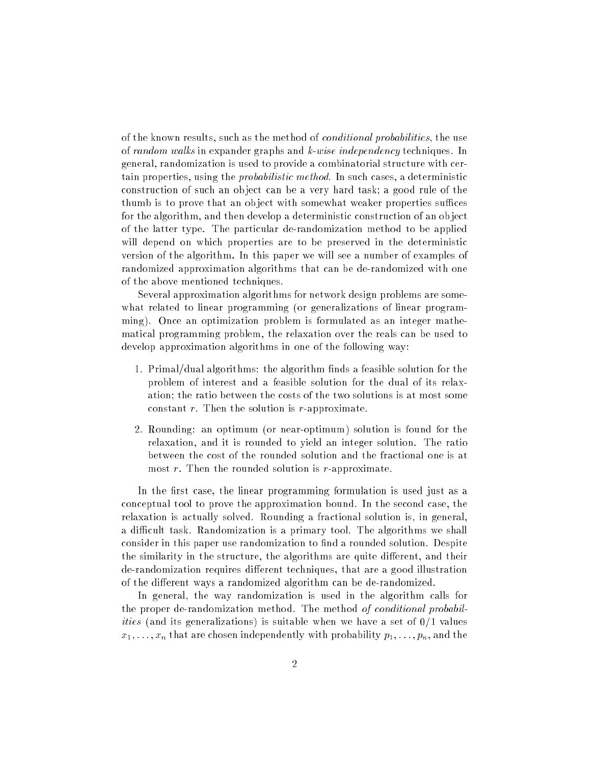of the known results, such as the method of *conditional probabilities*, the use of *random walks* in expander graphs and *k-wise independency* techniques. In general, randomization is used to provide a combinatorial structure with certain properties, using the *probabilistic method*. In such cases, a deterministic construction of such an object can be a very hard task; a good rule of the thumb is to prove that an object with somewhat weaker properties suffices for the algorithm, and then develop a deterministic construction of an object of the latter type. The particular de-randomization method to be applied will depend on which properties are to be preserved in the deterministic version of the algorithm. In this paper we will see a number of examples of randomized approximation algorithms that can be de-randomized with one of the above mentioned techniques.

Several approximation algorithms for network design problems are somewhat related to linear programming (or generalizations of linear programming). Once an optimization problem is formulated as an integer mathematical programming problem, the relaxation over the reals can be used to develop approximation algorithms in one of the following way:

1. Primal/dual algorithms: the algorithm finds a feasible solution for the problem of interest and a feasible solution for the dual of its relaxation; the ratio between the costs of the two solutions is at most some constant $r$. Then the solution is $r$-approximate.

2. Rounding: an optimum (or near-optimum) solution is found for the relaxation, and it is rounded to yield an integer solution. The ratio between the cost of the rounded solution and the fractional one is at most $r$. Then the rounded solution is $r$-approximate.

In the first case, the linear programming formulation is used just as a conceptual tool to prove the approximation bound. In the second case, the relaxation is actually solved. Rounding a fractional solution is, in general, a difficult task. Randomization is a primary tool. The algorithms we shall consider in this paper use randomization to find a rounded solution. Despite the similarity in the structure, the algorithms are quite different, and their de-randomization requires different techniques, that are a good illustration of the different ways a randomized algorithm can be de-randomized.

In general, the way randomization is used in the algorithm calls for the proper de-randomization method. The method *of conditional probabilities* (and its generalizations) is suitable when we have a set of $0/1$ values $x_1, \ldots, x_n$ that are chosen independently with probability $p_1, \ldots, p_n$, and the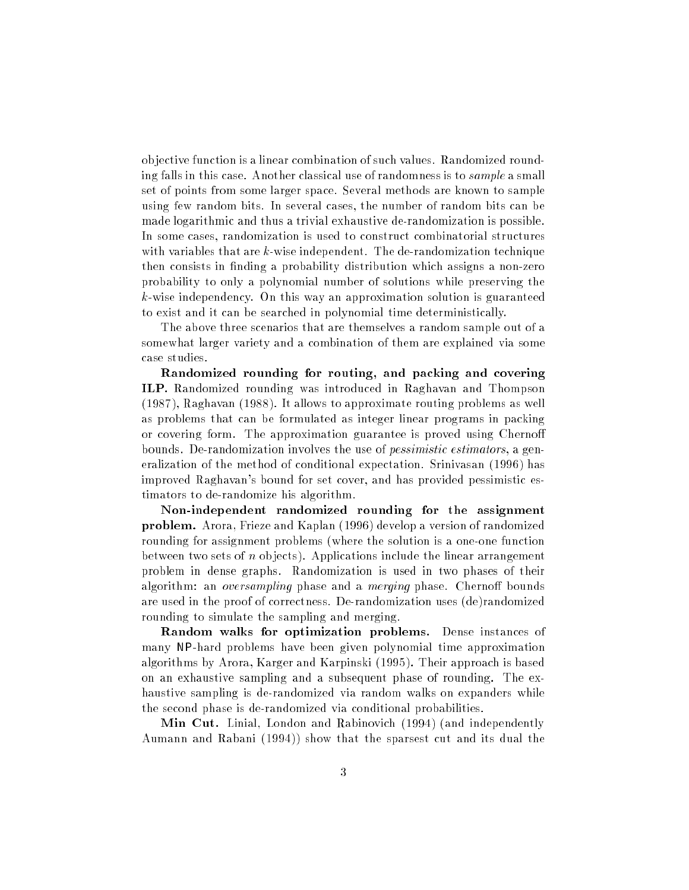objective function is a linear combination of such values. Randomized rounding falls in this case. Another classical use of randomness is to *sample* a small set of points from some larger space. Several methods are known to sample using few random bits. In several cases, the number of random bits can be made logarithmic and thus a trivial exhaustive de-randomization is possible. In some cases, randomization is used to construct combinatorial structures with variables that are $k$-wise independent. The de-randomization technique then consists in finding a probability distribution which assigns a non-zero probability to only a polynomial number of solutions while preserving the $k$-wise independency. On this way an approximation solution is guaranteed to exist and it can be searched in polynomial time deterministically.

The above three scenarios that are themselves a random sample out of a somewhat larger variety and a combination of them are explained via some case studies.

**Randomized rounding for routing, and packing and covering ILP.** Randomized rounding was introduced in Raghavan and Thompson (1987), Raghavan (1988). It allows to approximate routing problems as well as problems that can be formulated as integer linear programs in packing or covering form. The approximation guarantee is proved using Chernoff bounds. De-randomization involves the use of *pessimistic estimators*, a generalization of the method of conditional expectation. Srinivasan (1996) has improved Raghavan's bound for set cover, and has provided pessimistic estimators to de-randomize his algorithm.

**Non-independent randomized rounding for the assignment problem.** Arora, Frieze and Kaplan (1996) develop a version of randomized rounding for assignment problems (where the solution is a one-one function between two sets of $n$ objects). Applications include the linear arrangement problem in dense graphs. Randomization is used in two phases of their algorithm: an *oversampling* phase and a *merging* phase. Chernoff bounds are used in the proof of correctness. De-randomization uses (de)randomized rounding to simulate the sampling and merging.

**Random walks for optimization problems.** Dense instances of many NP-hard problems have been given polynomial time approximation algorithms by Arora, Karger and Karpinski (1995). Their approach is based on an exhaustive sampling and a subsequent phase of rounding. The exhaustive sampling is de-randomized via random walks on expanders while the second phase is de-randomized via conditional probabilities.

**Min Cut.** Linial, London and Rabinovich (1994) (and independently Aumann and Rabani (1994)) show that the sparsest cut and its dual the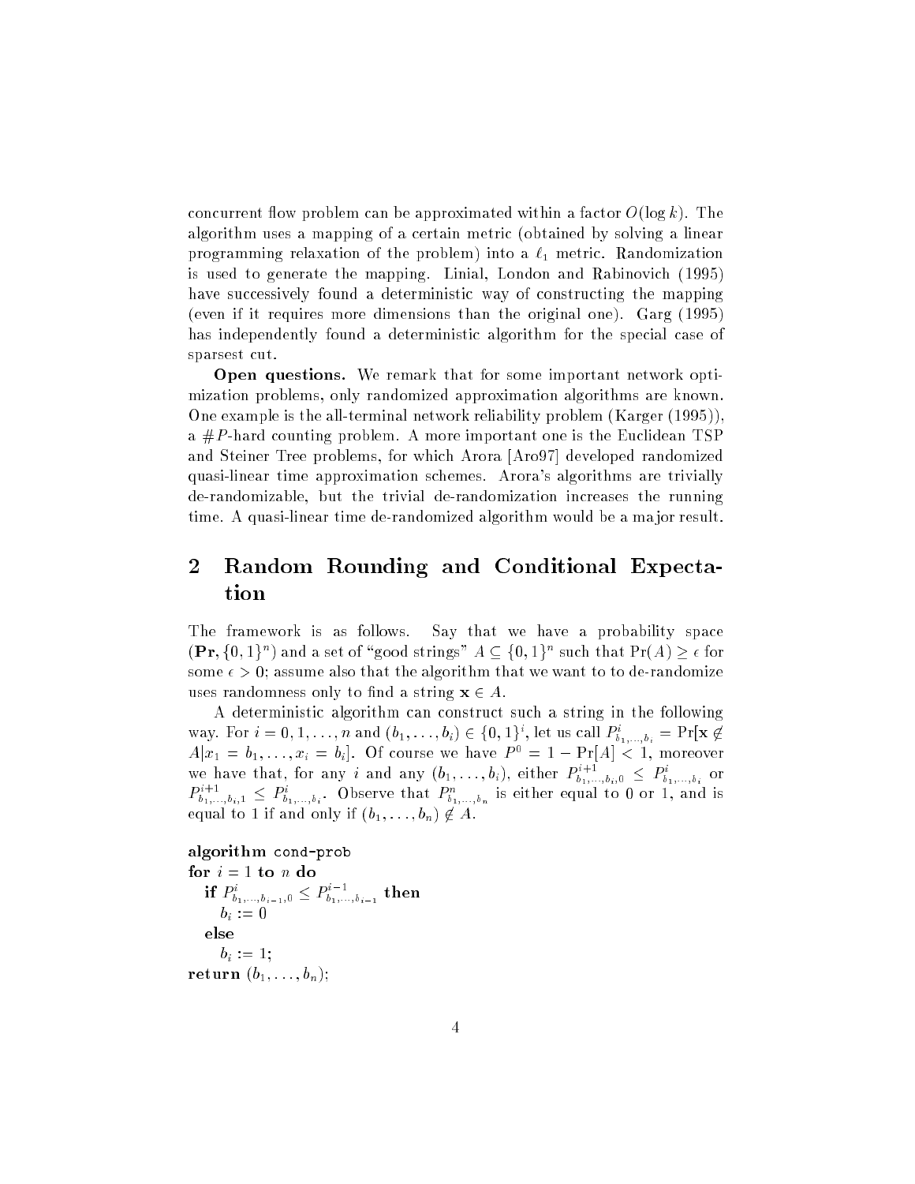concurrent flow problem can be approximated within a factor $O(\log k)$. The algorithm uses a mapping of a certain metric (obtained by solving a linear programming relaxation of the problem) into a $\ell_1$ metric. Randomization is used to generate the mapping. Linial, London and Rabinovich (1995) have successively found a deterministic way of constructing the mapping (even if it requires more dimensions than the original one). Garg (1995) has independently found a deterministic algorithm for the special case of sparsest cut.

**Open questions.** We remark that for some important network optimization problems, only randomized approximation algorithms are known. One example is the all-terminal network reliability problem (Karger (1995)), a $\#P$-hard counting problem. A more important one is the Euclidean TSP and Steiner Tree problems, for which Arora [Aro97] developed randomized quasi-linear time approximation schemes. Arora's algorithms are trivially de-randomizable, but the trivial de-randomization increases the running time. A quasi-linear time de-randomized algorithm would be a major result.

## 2 Random Rounding and Conditional Expectation

The framework is as follows. Say that we have a probability space $(\mathbf{Pr}, \{0,1\}^n)$ and a set of "good strings" $A \subseteq \{0,1\}^n$ such that $\Pr(A) \geq \epsilon$ for some $\epsilon > 0$; assume also that the algorithm that we want to to de-randomize uses randomness only to find a string $\mathbf{x} \in A$.

A deterministic algorithm can construct such a string in the following way. For $i = 0, 1, \ldots, n$ and $(b_1, \ldots, b_i) \in \{0,1\}^i$, let us call $P^i_{b_1,\ldots,b_i} = \Pr[\mathbf{x} \notin A | x_1 = b_1, \ldots, x_i = b_i]$. Of course we have $P^0 = 1 - \Pr[A] < 1$, moreover we have that, for any $i$ and any $(b_1, \ldots, b_i)$, either $P^{i+1}_{b_1,\ldots,b_i,0} \leq P^i_{b_1,\ldots,b_i}$ or $P^{i+1}_{b_1,\ldots,b_i,1} \leq P^i_{b_1,\ldots,b_i}$. Observe that $P^n_{b_1,\ldots,b_n}$ is either equal to 0 or 1, and is equal to 1 if and only if $(b_1, \ldots, b_n) \notin A$.

**algorithm** `cond-prob`
**for** $i = 1$ **to** $n$ **do**
  **if** $P^i_{b_1,\ldots,b_{i-1},0} \leq P^{i-1}_{b_1,\ldots,b_{i-1}}$ **then**
    $b_i := 0$
  **else**
    $b_i := 1$;
**return** $(b_1, \ldots, b_n)$;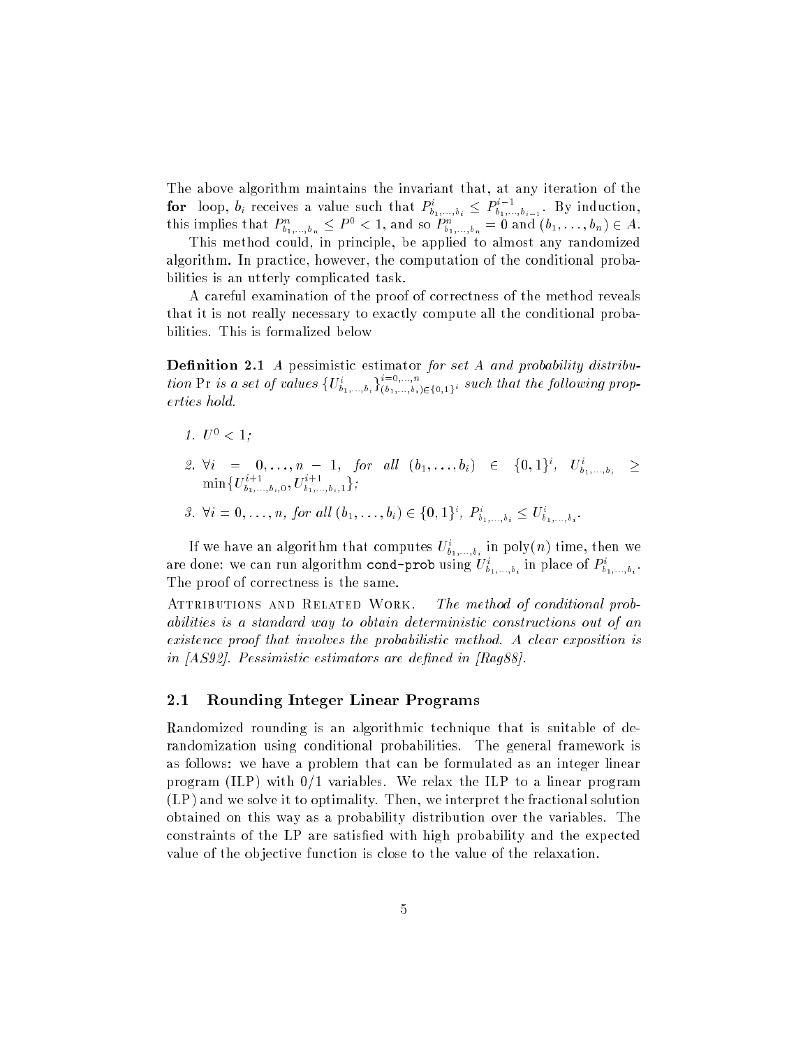The above algorithm maintains the invariant that, at any iteration of the **for** loop, $b_i$ receives a value such that $P^i_{b_1,\ldots,b_i} \leq P^{i-1}_{b_1,\ldots,b_{i-1}}$. By induction, this implies that $P^n_{b_1,\ldots,b_n} \leq P^0 < 1$, and so $P^n_{b_1,\ldots,b_n} = 0$ and $(b_1,\ldots,b_n) \in A$.

This method could, in principle, be applied to almost any randomized algorithm. In practice, however, the computation of the conditional probabilities is an utterly complicated task.

A careful examination of the proof of correctness of the method reveals that it is not really necessary to exactly compute all the conditional probabilities. This is formalized below

**Definition 2.1** *A* pessimistic estimator *for set $A$ and probability distribution* Pr *is a set of values $\{U^i_{b_1,\ldots,b_i}\}^{i=0,\ldots,n}_{(b_1,\ldots,b_i)\in\{0,1\}^i}$ such that the following properties hold.*

1. $U^0 < 1$;
2. $\forall i = 0,\ldots,n-1$, *for all* $(b_1,\ldots,b_i) \in \{0,1\}^i$, $U^i_{b_1,\ldots,b_i} \geq \min\{U^{i+1}_{b_1,\ldots,b_i,0}, U^{i+1}_{b_1,\ldots,b_i,1}\}$;
3. $\forall i = 0,\ldots,n$, *for all* $(b_1,\ldots,b_i) \in \{0,1\}^i$, $P^i_{b_1,\ldots,b_i} \leq U^i_{b_1,\ldots,b_i}$.

If we have an algorithm that computes $U^i_{b_1,\ldots,b_i}$ in poly$(n)$ time, then we are done: we can run algorithm `cond-prob` using $U^i_{b_1,\ldots,b_i}$ in place of $P^i_{b_1,\ldots,b_i}$. The proof of correctness is the same.

Attributions and Related Work. *The method of conditional probabilities is a standard way to obtain deterministic constructions out of an existence proof that involves the probabilistic method. A clear exposition is in [AS92]. Pessimistic estimators are defined in [Rag88].*

## 2.1 Rounding Integer Linear Programs

Randomized rounding is an algorithmic technique that is suitable of derandomization using conditional probabilities. The general framework is as follows: we have a problem that can be formulated as an integer linear program (ILP) with 0/1 variables. We relax the ILP to a linear program (LP) and we solve it to optimality. Then, we interpret the fractional solution obtained on this way as a probability distribution over the variables. The constraints of the LP are satisfied with high probability and the expected value of the objective function is close to the value of the relaxation.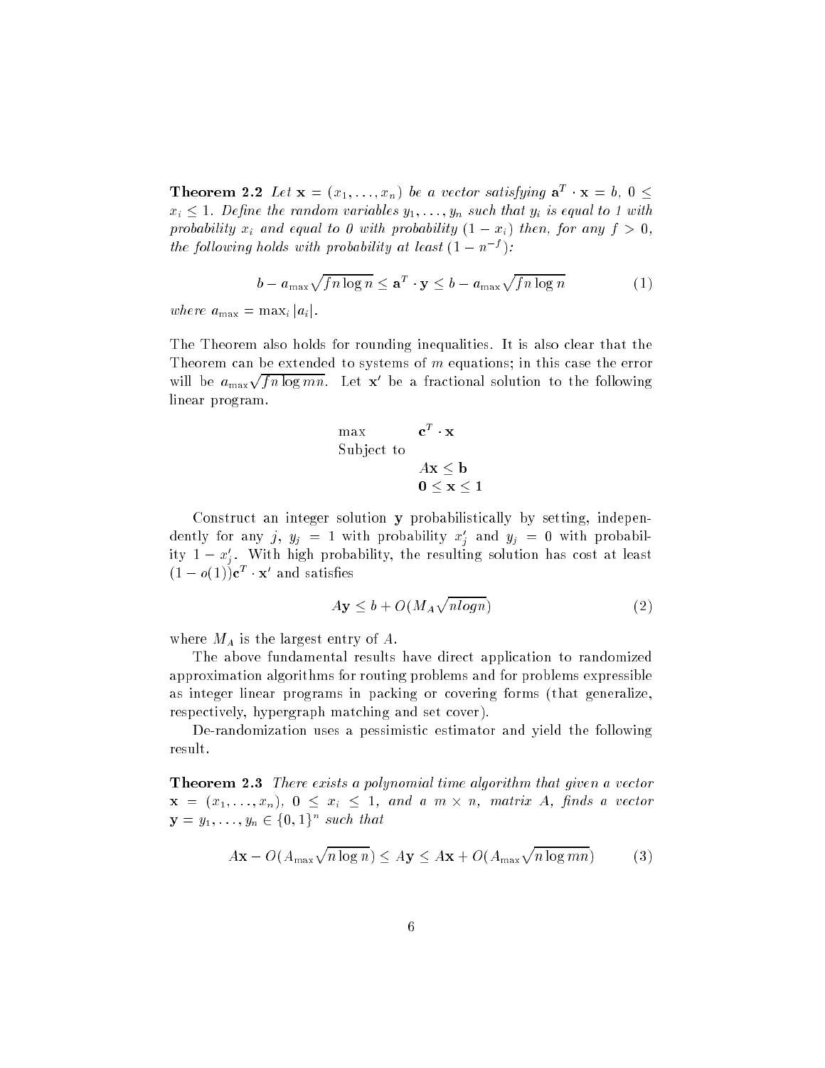**Theorem 2.2** *Let $\mathbf{x} = (x_1, \ldots, x_n)$ be a vector satisfying $\mathbf{a}^T \cdot \mathbf{x} = b$, $0 \leq x_i \leq 1$. Define the random variables $y_1, \ldots, y_n$ such that $y_i$ is equal to 1 with probability $x_i$ and equal to 0 with probability $(1 - x_i)$ then, for any $f > 0$, the following holds with probability at least $(1 - n^{-f})$:*

$$b - a_{\max}\sqrt{fn \log n} \leq \mathbf{a}^T \cdot \mathbf{y} \leq b - a_{\max}\sqrt{fn \log n} \tag{1}$$

*where $a_{\max} = \max_i |a_i|$.*

The Theorem also holds for rounding inequalities. It is also clear that the Theorem can be extended to systems of $m$ equations; in this case the error will be $a_{\max}\sqrt{fn \log mn}$. Let $\mathbf{x}'$ be a fractional solution to the following linear program.

$$\begin{array}{ll} \max & \mathbf{c}^T \cdot \mathbf{x} \\ \text{Subject to} & \\ & A\mathbf{x} \leq \mathbf{b} \\ & \mathbf{0} \leq \mathbf{x} \leq \mathbf{1} \end{array}$$

Construct an integer solution $\mathbf{y}$ probabilistically by setting, independently for any $j$, $y_j = 1$ with probability $x'_j$ and $y_j = 0$ with probability $1 - x'_j$. With high probability, the resulting solution has cost at least $(1 - o(1))\mathbf{c}^T \cdot \mathbf{x}'$ and satisfies

$$A\mathbf{y} \leq b + O(M_A\sqrt{nlogn}) \tag{2}$$

where $M_A$ is the largest entry of $A$.

The above fundamental results have direct application to randomized approximation algorithms for routing problems and for problems expressible as integer linear programs in packing or covering forms (that generalize, respectively, hypergraph matching and set cover).

De-randomization uses a pessimistic estimator and yield the following result.

**Theorem 2.3** *There exists a polynomial time algorithm that given a vector $\mathbf{x} = (x_1, \ldots, x_n)$, $0 \leq x_i \leq 1$, and a $m \times n$, matrix $A$, finds a vector $\mathbf{y} = y_1, \ldots, y_n \in \{0, 1\}^n$ such that*

$$A\mathbf{x} - O(A_{\max}\sqrt{n \log n}) \leq A\mathbf{y} \leq A\mathbf{x} + O(A_{\max}\sqrt{n \log mn}) \tag{3}$$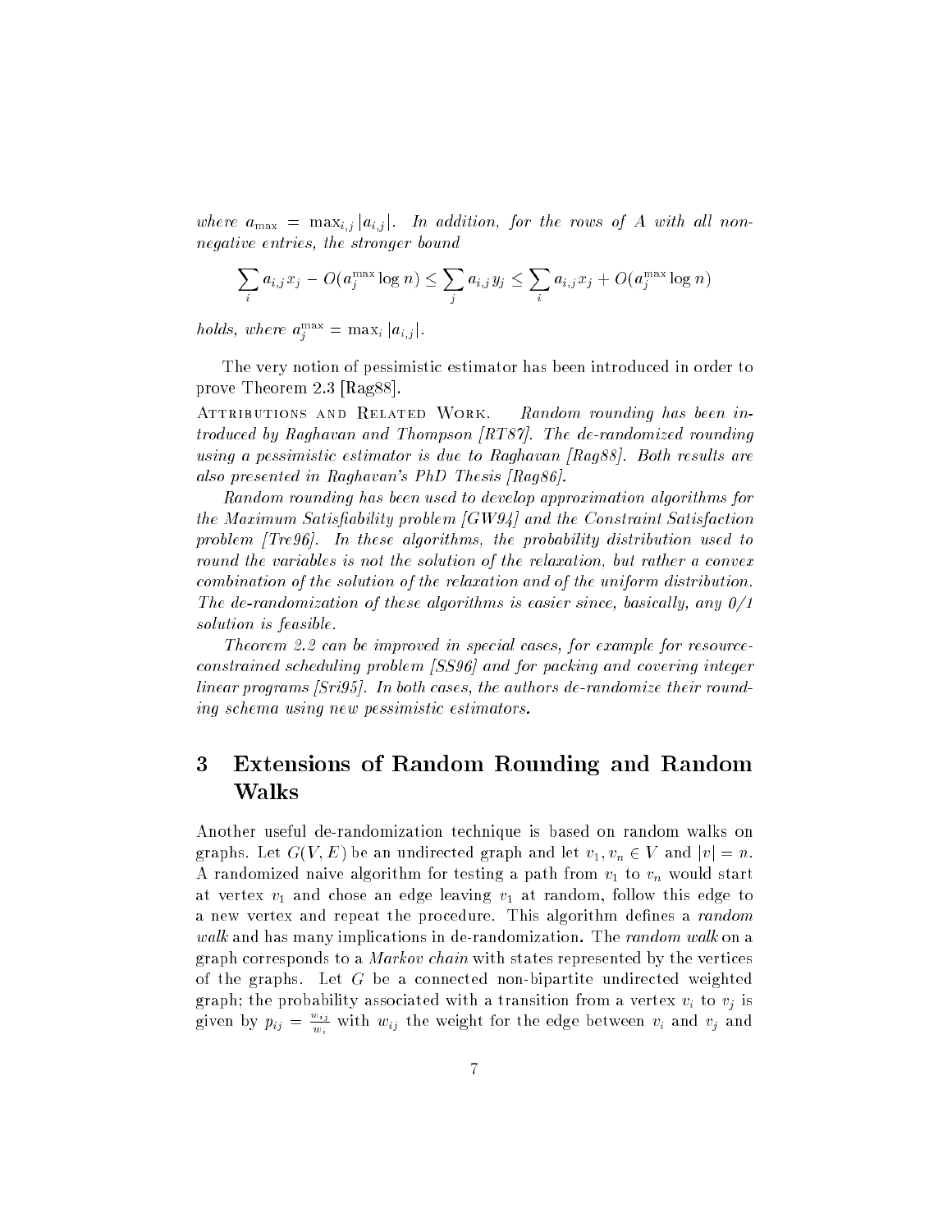*where $a_{\max} = \max_{i,j} |a_{i,j}|$. In addition, for the rows of $A$ with all non-negative entries, the stronger bound*

$$\sum_i a_{i,j} x_j - O(a_j^{\max} \log n) \leq \sum_j a_{i,j} y_j \leq \sum_i a_{i,j} x_j + O(a_j^{\max} \log n)$$

*holds, where $a_j^{\max} = \max_i |a_{i,j}|$.*

The very notion of pessimistic estimator has been introduced in order to prove Theorem 2.3 [Rag88].

Attributions and Related Work. *Random rounding has been introduced by Raghavan and Thompson [RT87]. The de-randomized rounding using a pessimistic estimator is due to Raghavan [Rag88]. Both results are also presented in Raghavan's PhD Thesis [Rag86].*

*Random rounding has been used to develop approximation algorithms for the Maximum Satisfiability problem [GW94] and the Constraint Satisfaction problem [Tre96]. In these algorithms, the probability distribution used to round the variables is not the solution of the relaxation, but rather a convex combination of the solution of the relaxation and of the uniform distribution. The de-randomization of these algorithms is easier since, basically, any 0/1 solution is feasible.*

*Theorem 2.2 can be improved in special cases, for example for resource-constrained scheduling problem [SS96] and for packing and covering integer linear programs [Sri95]. In both cases, the authors de-randomize their rounding schema using new pessimistic estimators.*

# 3 Extensions of Random Rounding and Random Walks

Another useful de-randomization technique is based on random walks on graphs. Let $G(V, E)$ be an undirected graph and let $v_1, v_n \in V$ and $|v| = n$. A randomized naive algorithm for testing a path from $v_1$ to $v_n$ would start at vertex $v_1$ and chose an edge leaving $v_1$ at random, follow this edge to a new vertex and repeat the procedure. This algorithm defines a *random walk* and has many implications in de-randomization. The *random walk* on a graph corresponds to a *Markov chain* with states represented by the vertices of the graphs. Let $G$ be a connected non-bipartite undirected weighted graph; the probability associated with a transition from a vertex $v_i$ to $v_j$ is given by $p_{ij} = \frac{w_{ij}}{w_i}$ with $w_{ij}$ the weight for the edge between $v_i$ and $v_j$ and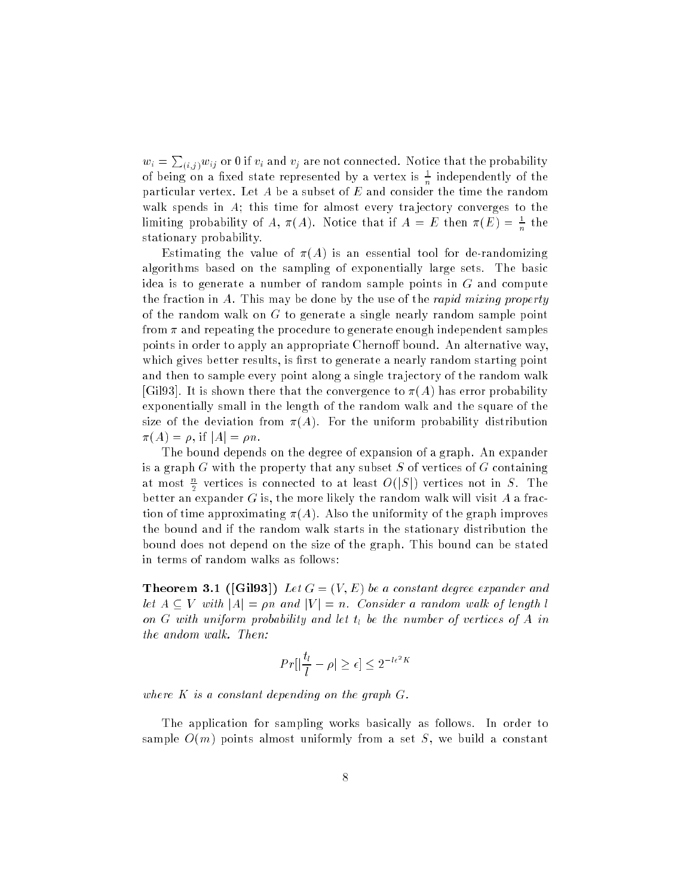$w_i = \sum_{(i,j)} w_{ij}$ or 0 if $v_i$ and $v_j$ are not connected. Notice that the probability of being on a fixed state represented by a vertex is $\frac{1}{n}$ independently of the particular vertex. Let $A$ be a subset of $E$ and consider the time the random walk spends in $A$; this time for almost every trajectory converges to the limiting probability of $A$, $\pi(A)$. Notice that if $A = E$ then $\pi(E) = \frac{1}{n}$ the stationary probability.

Estimating the value of $\pi(A)$ is an essential tool for de-randomizing algorithms based on the sampling of exponentially large sets. The basic idea is to generate a number of random sample points in $G$ and compute the fraction in $A$. This may be done by the use of the *rapid mixing property* of the random walk on $G$ to generate a single nearly random sample point from $\pi$ and repeating the procedure to generate enough independent samples points in order to apply an appropriate Chernoff bound. An alternative way, which gives better results, is first to generate a nearly random starting point and then to sample every point along a single trajectory of the random walk [Gil93]. It is shown there that the convergence to $\pi(A)$ has error probability exponentially small in the length of the random walk and the square of the size of the deviation from $\pi(A)$. For the uniform probability distribution $\pi(A) = \rho$, if $|A| = \rho n$.

The bound depends on the degree of expansion of a graph. An expander is a graph $G$ with the property that any subset $S$ of vertices of $G$ containing at most $\frac{n}{2}$ vertices is connected to at least $O(|S|)$ vertices not in $S$. The better an expander $G$ is, the more likely the random walk will visit $A$ a fraction of time approximating $\pi(A)$. Also the uniformity of the graph improves the bound and if the random walk starts in the stationary distribution the bound does not depend on the size of the graph. This bound can be stated in terms of random walks as follows:

**Theorem 3.1 ([Gil93])** *Let $G = (V, E)$ be a constant degree expander and let $A \subseteq V$ with $|A| = \rho n$ and $|V| = n$. Consider a random walk of length $l$ on $G$ with uniform probability and let $t_l$ be the number of vertices of $A$ in the andom walk. Then:*

$$Pr[|\frac{t_l}{l} - \rho| \geq \epsilon] \leq 2^{-l\epsilon^2 K}$$

*where $K$ is a constant depending on the graph $G$.*

The application for sampling works basically as follows. In order to sample $O(m)$ points almost uniformly from a set $S$, we build a constant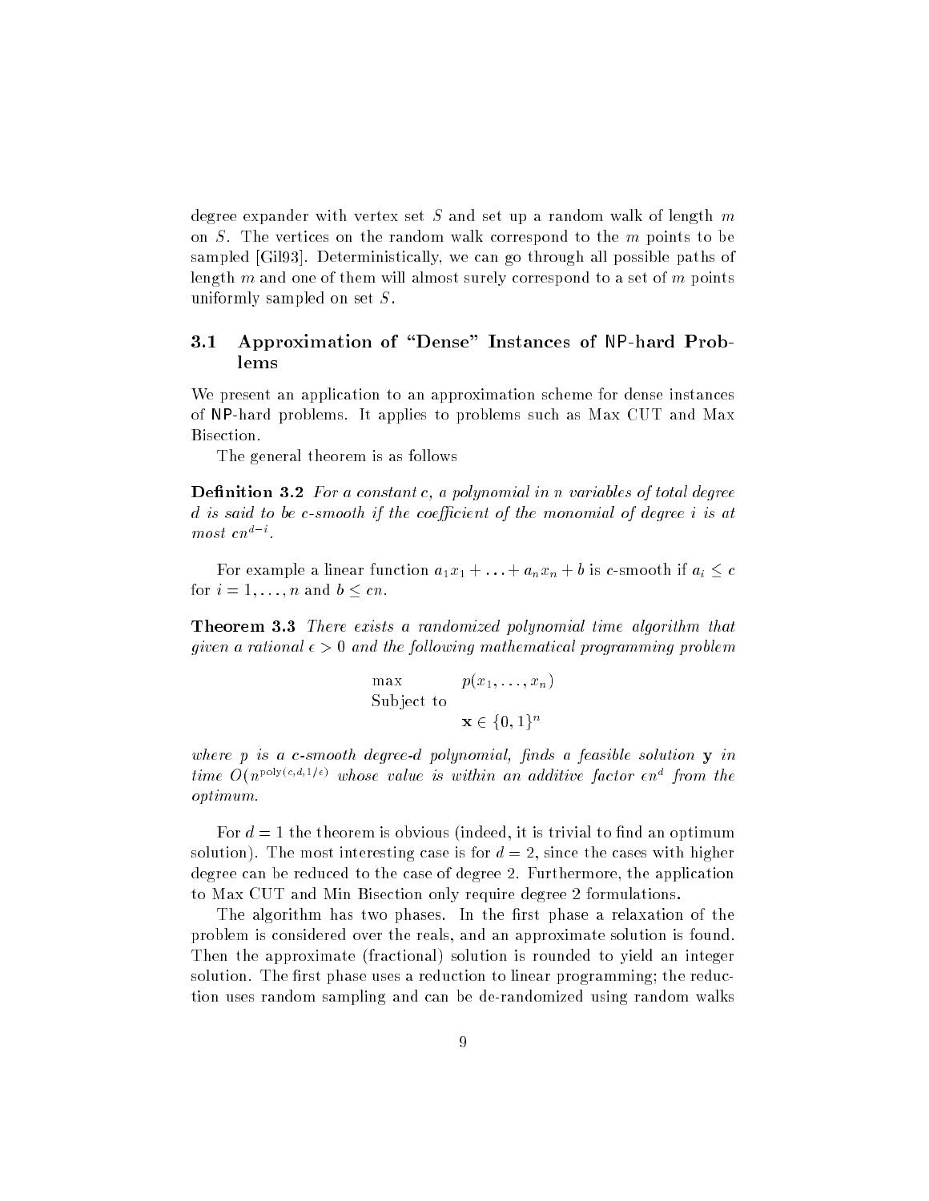degree expander with vertex set $S$ and set up a random walk of length $m$ on $S$. The vertices on the random walk correspond to the $m$ points to be sampled [Gil93]. Deterministically, we can go through all possible paths of length $m$ and one of them will almost surely correspond to a set of $m$ points uniformly sampled on set $S$.

### 3.1 Approximation of "Dense" Instances of NP-hard Problems

We present an application to an approximation scheme for dense instances of NP-hard problems. It applies to problems such as Max CUT and Max Bisection.

The general theorem is as follows

**Definition 3.2** *For a constant $c$, a polynomial in $n$ variables of total degree $d$ is said to be $c$-smooth if the coefficient of the monomial of degree $i$ is at most $cn^{d-i}$.*

For example a linear function $a_1x_1 + \ldots + a_nx_n + b$ is $c$-smooth if $a_i \leq c$ for $i = 1, \ldots, n$ and $b \leq cn$.

**Theorem 3.3** *There exists a randomized polynomial time algorithm that given a rational $\epsilon > 0$ and the following mathematical programming problem*

$$\begin{array}{ll} \max & p(x_1, \ldots, x_n) \\ \text{Subject to} & \\ & \mathbf{x} \in \{0,1\}^n \end{array}$$

*where $p$ is a $c$-smooth degree-$d$ polynomial, finds a feasible solution $\mathbf{y}$ in time $O(n^{\text{poly}(c,d,1/\epsilon)})$ whose value is within an additive factor $\epsilon n^d$ from the optimum.*

For $d = 1$ the theorem is obvious (indeed, it is trivial to find an optimum solution). The most interesting case is for $d = 2$, since the cases with higher degree can be reduced to the case of degree 2. Furthermore, the application to Max CUT and Min Bisection only require degree 2 formulations.

The algorithm has two phases. In the first phase a relaxation of the problem is considered over the reals, and an approximate solution is found. Then the approximate (fractional) solution is rounded to yield an integer solution. The first phase uses a reduction to linear programming; the reduction uses random sampling and can be de-randomized using random walks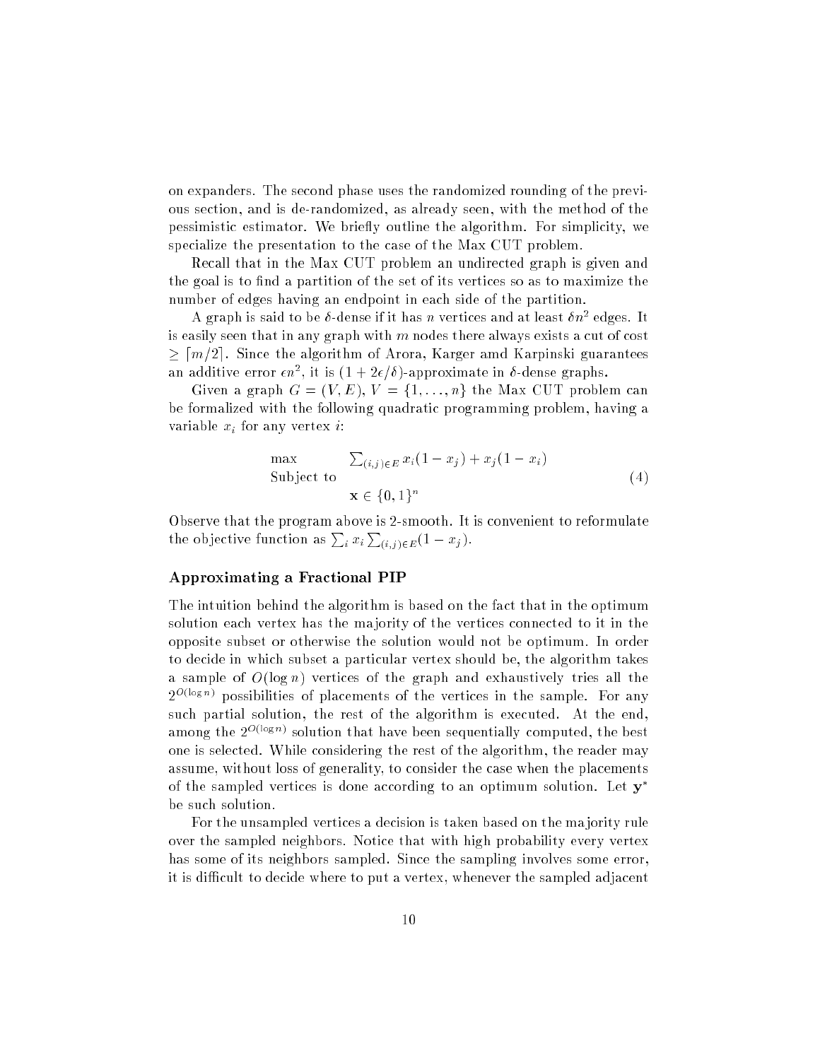on expanders. The second phase uses the randomized rounding of the previous section, and is de-randomized, as already seen, with the method of the pessimistic estimator. We briefly outline the algorithm. For simplicity, we specialize the presentation to the case of the Max CUT problem.

Recall that in the Max CUT problem an undirected graph is given and the goal is to find a partition of the set of its vertices so as to maximize the number of edges having an endpoint in each side of the partition.

A graph is said to be $\delta$-dense if it has $n$ vertices and at least $\delta n^2$ edges. It is easily seen that in any graph with $m$ nodes there always exists a cut of cost $\geq \lceil m/2 \rceil$. Since the algorithm of Arora, Karger amd Karpinski guarantees an additive error $\epsilon n^2$, it is $(1 + 2\epsilon/\delta)$-approximate in $\delta$-dense graphs.

Given a graph $G = (V, E)$, $V = \{1, \ldots, n\}$ the Max CUT problem can be formalized with the following quadratic programming problem, having a variable $x_i$ for any vertex $i$:

$$\begin{array}{ll} \max & \sum_{(i,j) \in E} x_i(1 - x_j) + x_j(1 - x_i) \\ \text{Subject to} & \\ & \mathbf{x} \in \{0, 1\}^n \end{array} \tag{4}$$

Observe that the program above is 2-smooth. It is convenient to reformulate the objective function as $\sum_i x_i \sum_{(i,j) \in E}(1 - x_j)$.

### Approximating a Fractional PIP

The intuition behind the algorithm is based on the fact that in the optimum solution each vertex has the majority of the vertices connected to it in the opposite subset or otherwise the solution would not be optimum. In order to decide in which subset a particular vertex should be, the algorithm takes a sample of $O(\log n)$ vertices of the graph and exhaustively tries all the $2^{O(\log n)}$ possibilities of placements of the vertices in the sample. For any such partial solution, the rest of the algorithm is executed. At the end, among the $2^{O(\log n)}$ solution that have been sequentially computed, the best one is selected. While considering the rest of the algorithm, the reader may assume, without loss of generality, to consider the case when the placements of the sampled vertices is done according to an optimum solution. Let $\mathbf{y}^*$ be such solution.

For the unsampled vertices a decision is taken based on the majority rule over the sampled neighbors. Notice that with high probability every vertex has some of its neighbors sampled. Since the sampling involves some error, it is difficult to decide where to put a vertex, whenever the sampled adjacent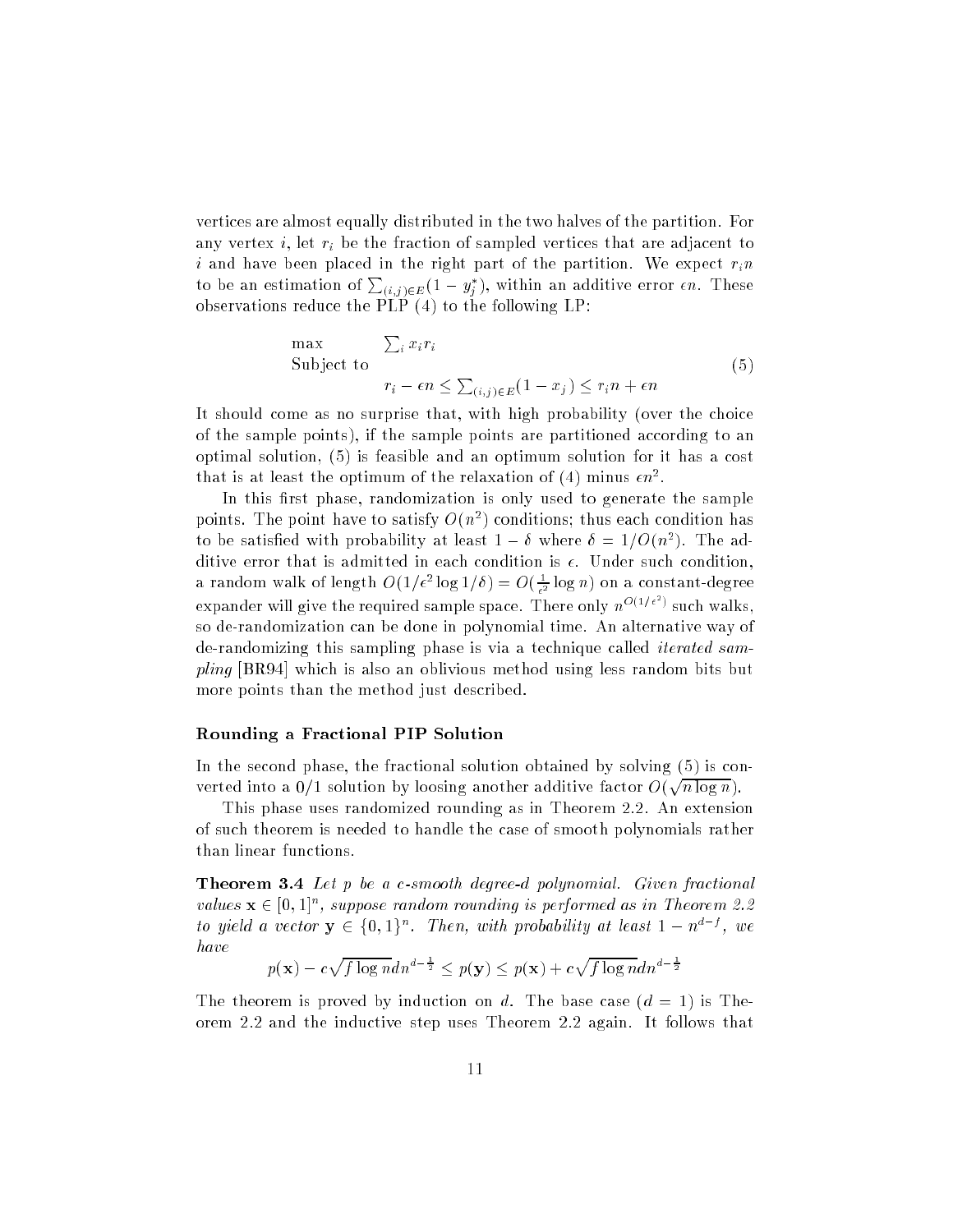vertices are almost equally distributed in the two halves of the partition. For any vertex $i$, let $r_i$ be the fraction of sampled vertices that are adjacent to $i$ and have been placed in the right part of the partition. We expect $r_i n$ to be an estimation of $\sum_{(i,j)\in E}(1 - y^*_j)$, within an additive error $\epsilon n$. These observations reduce the PLP (4) to the following LP:

$$
\begin{array}{ll}
\max & \sum_i x_i r_i \\
\text{Subject to} & \\
 & r_i - \epsilon n \leq \sum_{(i,j)\in E}(1 - x_j) \leq r_i n + \epsilon n
\end{array}
\tag{5}
$$

It should come as no surprise that, with high probability (over the choice of the sample points), if the sample points are partitioned according to an optimal solution, (5) is feasible and an optimum solution for it has a cost that is at least the optimum of the relaxation of (4) minus $\epsilon n^2$.

In this first phase, randomization is only used to generate the sample points. The point have to satisfy $O(n^2)$ conditions; thus each condition has to be satisfied with probability at least $1 - \delta$ where $\delta = 1/O(n^2)$. The additive error that is admitted in each condition is $\epsilon$. Under such condition, a random walk of length $O(1/\epsilon^2 \log 1/\delta) = O(\frac{1}{\epsilon^2}\log n)$ on a constant-degree expander will give the required sample space. There only $n^{O(1/\epsilon^2)}$ such walks, so de-randomization can be done in polynomial time. An alternative way of de-randomizing this sampling phase is via a technique called *iterated sampling* [BR94] which is also an oblivious method using less random bits but more points than the method just described.

#### Rounding a Fractional PIP Solution

In the second phase, the fractional solution obtained by solving (5) is converted into a 0/1 solution by loosing another additive factor $O(\sqrt{n \log n})$.

This phase uses randomized rounding as in Theorem 2.2. An extension of such theorem is needed to handle the case of smooth polynomials rather than linear functions.

**Theorem 3.4** *Let $p$ be a $c$-smooth degree-$d$ polynomial. Given fractional values $\mathbf{x} \in [0,1]^n$, suppose random rounding is performed as in Theorem 2.2 to yield a vector $\mathbf{y} \in \{0,1\}^n$. Then, with probability at least $1 - n^{d-f}$, we have*

$$p(\mathbf{x}) - c\sqrt{f \log n}\, d n^{d-\frac{1}{2}} \leq p(\mathbf{y}) \leq p(\mathbf{x}) + c\sqrt{f \log n}\, d n^{d-\frac{1}{2}}$$

The theorem is proved by induction on $d$. The base case ($d = 1$) is Theorem 2.2 and the inductive step uses Theorem 2.2 again. It follows that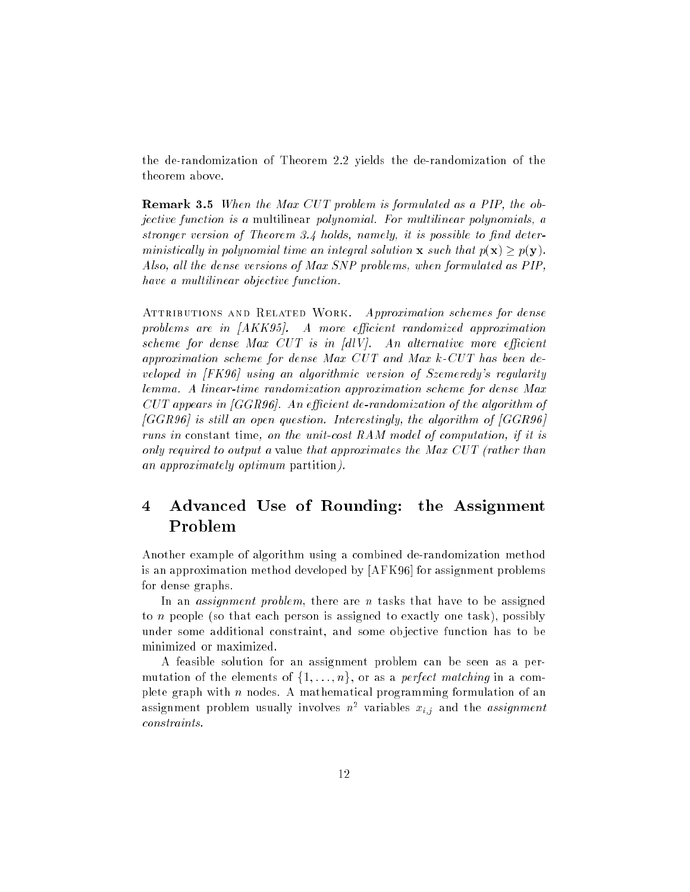the de-randomization of Theorem 2.2 yields the de-randomization of the theorem above.

**Remark 3.5** *When the Max CUT problem is formulated as a PIP, the objective function is a* multilinear *polynomial. For multilinear polynomials, a stronger version of Theorem 3.4 holds, namely, it is possible to find deterministically in polynomial time an integral solution* $\mathbf{x}$ *such that* $p(\mathbf{x}) \geq p(\mathbf{y})$*. Also, all the dense versions of Max SNP problems, when formulated as PIP, have a multilinear objective function.*

Attributions and Related Work. *Approximation schemes for dense problems are in [AKK95]. A more efficient randomized approximation scheme for dense Max CUT is in [dlV]. An alternative more efficient approximation scheme for dense Max CUT and Max k-CUT has been developed in [FK96] using an algorithmic version of Szemeredy's regularity lemma. A linear-time randomization approximation scheme for dense Max CUT appears in [GGR96]. An efficient de-randomization of the algorithm of [GGR96] is still an open question. Interestingly, the algorithm of [GGR96] runs in* constant time*, on the unit-cost RAM model of computation, if it is only required to output a* value *that approximates the Max CUT (rather than an approximately optimum* partition*).*

## 4 Advanced Use of Rounding: the Assignment Problem

Another example of algorithm using a combined de-randomization method is an approximation method developed by [AFK96] for assignment problems for dense graphs.

In an *assignment problem*, there are $n$ tasks that have to be assigned to $n$ people (so that each person is assigned to exactly one task), possibly under some additional constraint, and some objective function has to be minimized or maximized.

A feasible solution for an assignment problem can be seen as a permutation of the elements of $\{1, \ldots, n\}$, or as a *perfect matching* in a complete graph with $n$ nodes. A mathematical programming formulation of an assignment problem usually involves $n^2$ variables $x_{i,j}$ and the *assignment constraints*.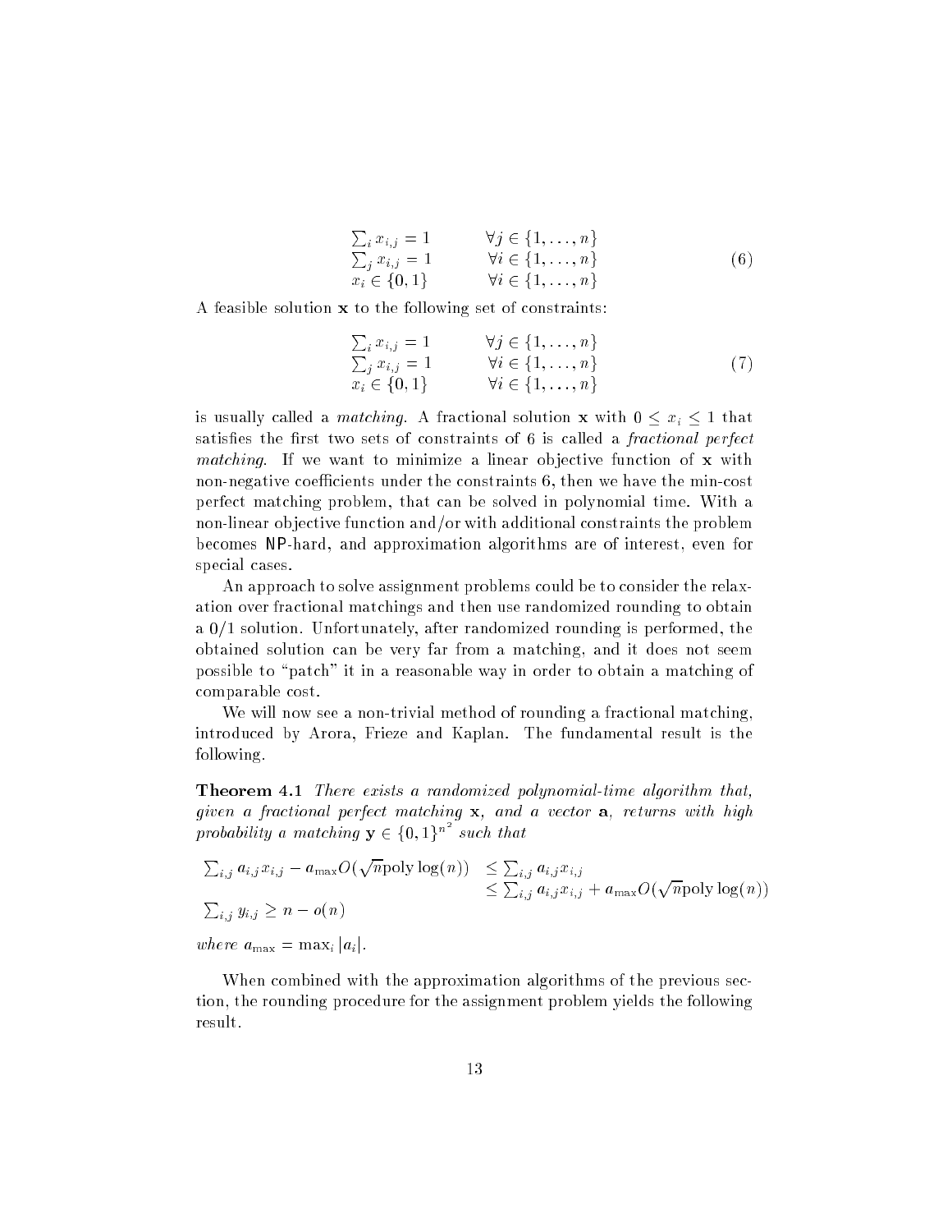$$
\begin{array}{ll}
\sum_i x_{i,j} = 1 & \forall j \in \{1, \ldots, n\} \\
\sum_j x_{i,j} = 1 & \forall i \in \{1, \ldots, n\} \\
x_i \in \{0, 1\} & \forall i \in \{1, \ldots, n\}
\end{array} \tag{6}
$$

A feasible solution $\mathbf{x}$ to the following set of constraints:

$$
\begin{array}{ll}
\sum_i x_{i,j} = 1 & \forall j \in \{1, \ldots, n\} \\
\sum_j x_{i,j} = 1 & \forall i \in \{1, \ldots, n\} \\
x_i \in \{0, 1\} & \forall i \in \{1, \ldots, n\}
\end{array} \tag{7}
$$

is usually called a *matching*. A fractional solution $\mathbf{x}$ with $0 \leq x_i \leq 1$ that satisfies the first two sets of constraints of 6 is called a *fractional perfect matching*. If we want to minimize a linear objective function of $\mathbf{x}$ with non-negative coefficients under the constraints 6, then we have the min-cost perfect matching problem, that can be solved in polynomial time. With a non-linear objective function and/or with additional constraints the problem becomes NP-hard, and approximation algorithms are of interest, even for special cases.

An approach to solve assignment problems could be to consider the relaxation over fractional matchings and then use randomized rounding to obtain a 0/1 solution. Unfortunately, after randomized rounding is performed, the obtained solution can be very far from a matching, and it does not seem possible to "patch" it in a reasonable way in order to obtain a matching of comparable cost.

We will now see a non-trivial method of rounding a fractional matching, introduced by Arora, Frieze and Kaplan. The fundamental result is the following.

**Theorem 4.1** *There exists a randomized polynomial-time algorithm that, given a fractional perfect matching* $\mathbf{x}$*, and a vector* $\mathbf{a}$*, returns with high probability a matching* $\mathbf{y} \in \{0, 1\}^{n^2}$ *such that*

$$
\begin{array}{ll}
\sum_{i,j} a_{i,j} x_{i,j} - a_{\max} O(\sqrt{n} \text{poly} \log(n)) & \leq \sum_{i,j} a_{i,j} x_{i,j} \\
& \leq \sum_{i,j} a_{i,j} x_{i,j} + a_{\max} O(\sqrt{n} \text{poly} \log(n)) \\
\sum_{i,j} y_{i,j} \geq n - o(n) &
\end{array}
$$

*where* $a_{\max} = \max_i |a_i|$.

When combined with the approximation algorithms of the previous section, the rounding procedure for the assignment problem yields the following result.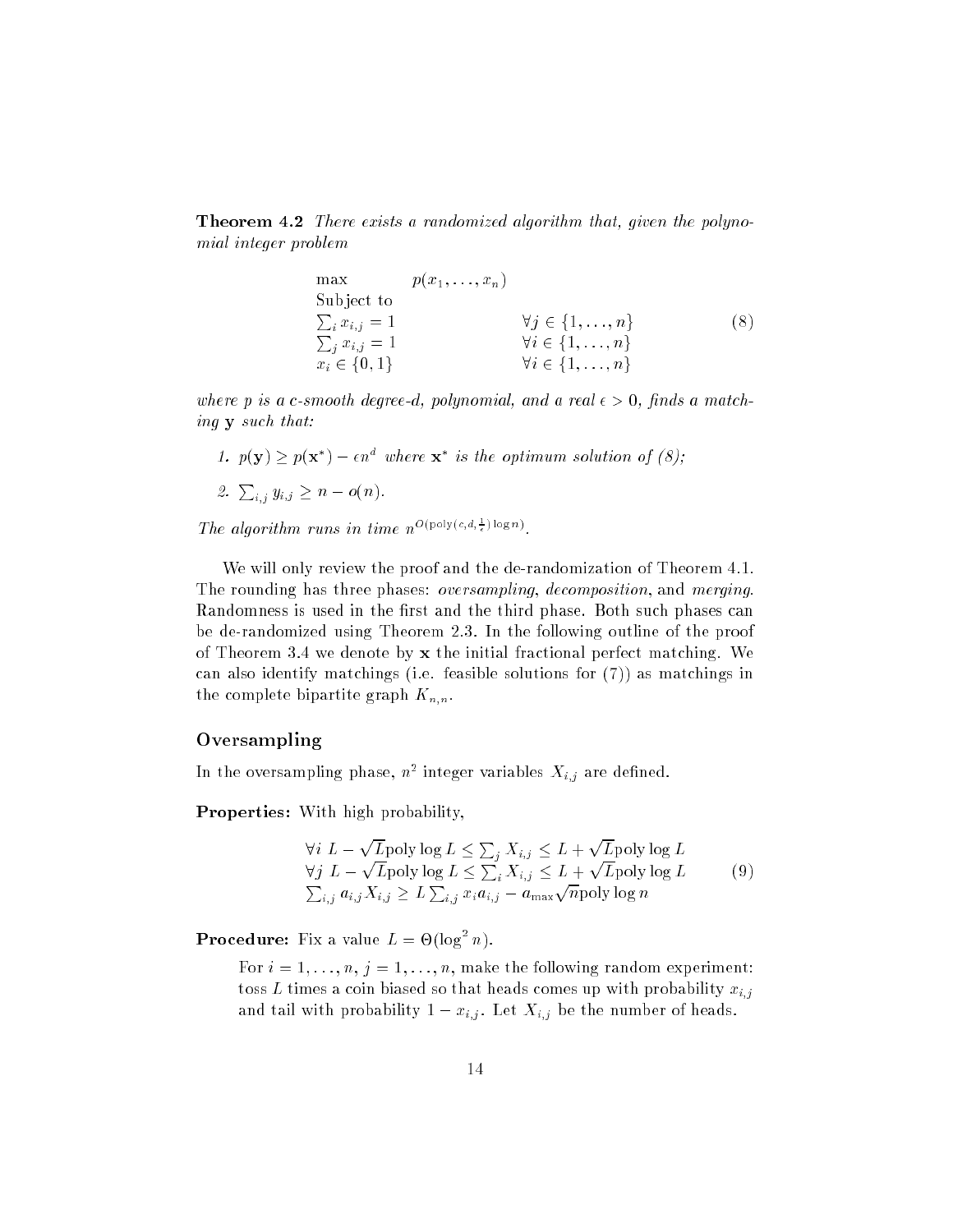**Theorem 4.2** *There exists a randomized algorithm that, given the polynomial integer problem*

$$
\begin{array}{lll}
\max & p(x_1, \ldots, x_n) & \\
\text{Subject to} & & \\
\sum_i x_{i,j} = 1 & & \forall j \in \{1, \ldots, n\} \\
\sum_j x_{i,j} = 1 & & \forall i \in \{1, \ldots, n\} \\
x_i \in \{0, 1\} & & \forall i \in \{1, \ldots, n\}
\end{array}
\tag{8}
$$

*where $p$ is a $c$-smooth degree-$d$, polynomial, and a real $\epsilon > 0$, finds a matching $\mathbf{y}$ such that:*

1. *$p(\mathbf{y}) \geq p(\mathbf{x}^*) - \epsilon n^d$ where $\mathbf{x}^*$ is the optimum solution of (8);*
2. *$\sum_{i,j} y_{i,j} \geq n - o(n)$.*

*The algorithm runs in time $n^{O(\text{poly}(c,d,\frac{1}{\epsilon}) \log n)}$.*

We will only review the proof and the de-randomization of Theorem 4.1. The rounding has three phases: *oversampling*, *decomposition*, and *merging*. Randomness is used in the first and the third phase. Both such phases can be de-randomized using Theorem 2.3. In the following outline of the proof of Theorem 3.4 we denote by $\mathbf{x}$ the initial fractional perfect matching. We can also identify matchings (i.e. feasible solutions for (7)) as matchings in the complete bipartite graph $K_{n,n}$.

## Oversampling

In the oversampling phase, $n^2$ integer variables $X_{i,j}$ are defined.

**Properties:** With high probability,

$$
\begin{array}{l}
\forall i \; L - \sqrt{L} \text{poly} \log L \leq \sum_j X_{i,j} \leq L + \sqrt{L} \text{poly} \log L \\
\forall j \; L - \sqrt{L} \text{poly} \log L \leq \sum_i X_{i,j} \leq L + \sqrt{L} \text{poly} \log L \\
\sum_{i,j} a_{i,j} X_{i,j} \geq L \sum_{i,j} x_i a_{i,j} - a_{\max} \sqrt{n} \text{poly} \log n
\end{array}
\tag{9}
$$

**Procedure:** Fix a value $L = \Theta(\log^2 n)$.

For $i = 1, \ldots, n$, $j = 1, \ldots, n$, make the following random experiment: toss $L$ times a coin biased so that heads comes up with probability $x_{i,j}$ and tail with probability $1 - x_{i,j}$. Let $X_{i,j}$ be the number of heads.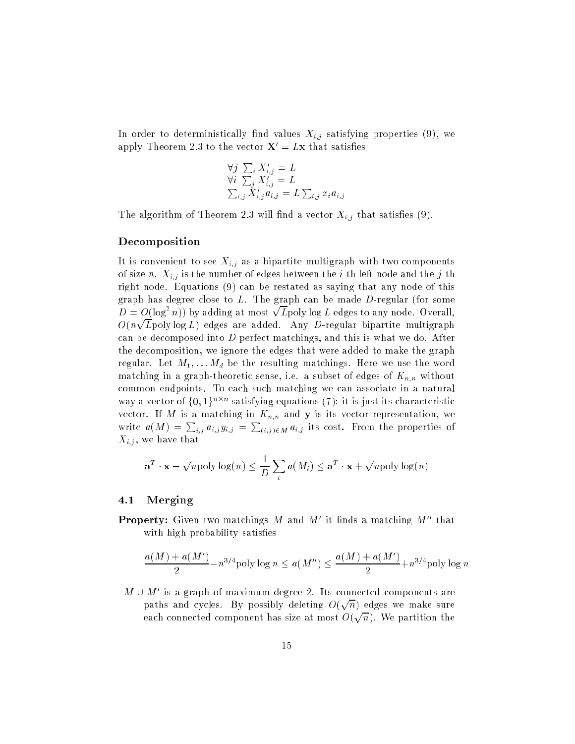In order to deterministically find values $X_{i,j}$ satisfying properties (9), we apply Theorem 2.3 to the vector $\mathbf{X}' = L\mathbf{x}$ that satisfies

$$\begin{array}{l} \forall j \ \sum_i X'_{i,j} = L \\ \forall i \ \sum_j X'_{i,j} = L \\ \sum_{i,j} X'_{i,j} a_{i,j} = L \sum_{i,j} x_i a_{i,j} \end{array}$$

The algorithm of Theorem 2.3 will find a vector $X_{i,j}$ that satisfies (9).

### Decomposition

It is convenient to see $X_{i,j}$ as a bipartite multigraph with two components of size $n$. $X_{i,j}$ is the number of edges between the $i$-th left node and the $j$-th right node. Equations (9) can be restated as saying that any node of this graph has degree close to $L$. The graph can be made $D$-regular (for some $D = O(\log^2 n)$) by adding at most $\sqrt{L}\text{poly}\log L$ edges to any node. Overall, $O(n\sqrt{L}\text{poly}\log L)$ edges are added. Any $D$-regular bipartite multigraph can be decomposed into $D$ perfect matchings, and this is what we do. After the decomposition, we ignore the edges that were added to make the graph regular. Let $M_1, \ldots M_d$ be the resulting matchings. Here we use the word matching in a graph-theoretic sense, i.e. a subset of edges of $K_{n,n}$ without common endpoints. To each such matching we can associate in a natural way a vector of $\{0,1\}^{n \times n}$ satisfying equations (7): it is just its characteristic vector. If $M$ is a matching in $K_{n,n}$ and $\mathbf{y}$ is its vector representation, we write $a(M) = \sum_{i,j} a_{i,j} y_{i,j} = \sum_{(i,j) \in M} a_{i,j}$ its cost. From the properties of $X_{i,j}$, we have that

$$\mathbf{a}^T \cdot \mathbf{x} - \sqrt{n}\text{poly}\log(n) \leq \frac{1}{D} \sum_i a(M_i) \leq \mathbf{a}^T \cdot \mathbf{x} + \sqrt{n}\text{poly}\log(n)$$

## 4.1 Merging

**Property:** Given two matchings $M$ and $M'$ it finds a matching $M''$ that with high probability satisfies

$$\frac{a(M) + a(M')}{2} - n^{3/4}\text{poly}\log n \leq a(M'') \leq \frac{a(M) + a(M')}{2} + n^{3/4}\text{poly}\log n$$

$M \cup M'$ is a graph of maximum degree 2. Its connected components are paths and cycles. By possibly deleting $O(\sqrt{n})$ edges we make sure each connected component has size at most $O(\sqrt{n})$. We partition the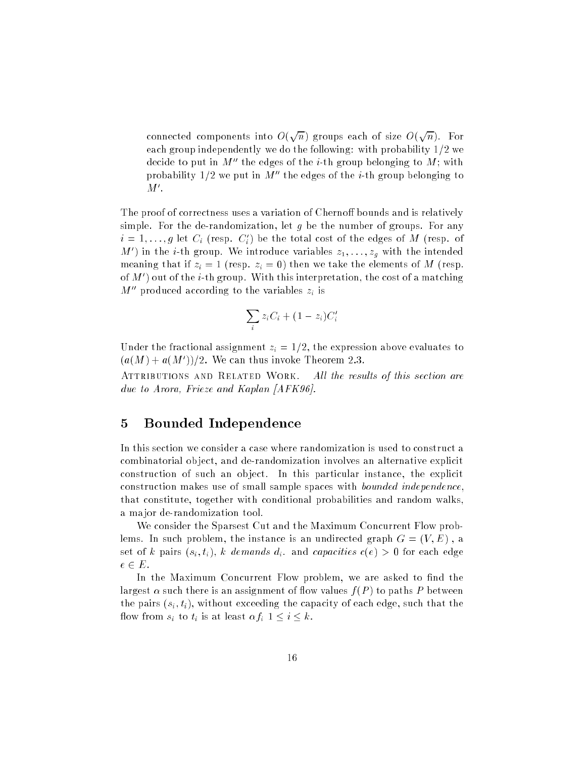connected components into $O(\sqrt{n})$ groups each of size $O(\sqrt{n})$. For each group independently we do the following: with probability $1/2$ we decide to put in $M''$ the edges of the $i$-th group belonging to $M$; with probability $1/2$ we put in $M''$ the edges of the $i$-th group belonging to $M'$.

The proof of correctness uses a variation of Chernoff bounds and is relatively simple. For the de-randomization, let $g$ be the number of groups. For any $i = 1, \ldots, g$ let $C_i$ (resp. $C'_i$) be the total cost of the edges of $M$ (resp. of $M'$) in the $i$-th group. We introduce variables $z_1, \ldots, z_g$ with the intended meaning that if $z_i = 1$ (resp. $z_i = 0$) then we take the elements of $M$ (resp. of $M'$) out of the $i$-th group. With this interpretation, the cost of a matching $M''$ produced according to the variables $z_i$ is

$$\sum_i z_i C_i + (1 - z_i) C'_i$$

Under the fractional assignment $z_i = 1/2$, the expression above evaluates to $(a(M) + a(M'))/2$. We can thus invoke Theorem 2.3.

Attributions and Related Work. *All the results of this section are due to Arora, Frieze and Kaplan [AFK96].*

# 5 Bounded Independence

In this section we consider a case where randomization is used to construct a combinatorial object, and de-randomization involves an alternative explicit construction of such an object. In this particular instance, the explicit construction makes use of small sample spaces with *bounded independence*, that constitute, together with conditional probabilities and random walks, a major de-randomization tool.

We consider the Sparsest Cut and the Maximum Concurrent Flow problems. In such problem, the instance is an undirected graph $G = (V, E)$ , a set of $k$ pairs $(s_i, t_i)$, $k$ *demands* $d_i$. and *capacities* $c(e) > 0$ for each edge $e \in E$.

In the Maximum Concurrent Flow problem, we are asked to find the largest $\alpha$ such there is an assignment of flow values $f(P)$ to paths $P$ between the pairs $(s_i, t_i)$, without exceeding the capacity of each edge, such that the flow from $s_i$ to $t_i$ is at least $\alpha f_i$ $1 \leq i \leq k$.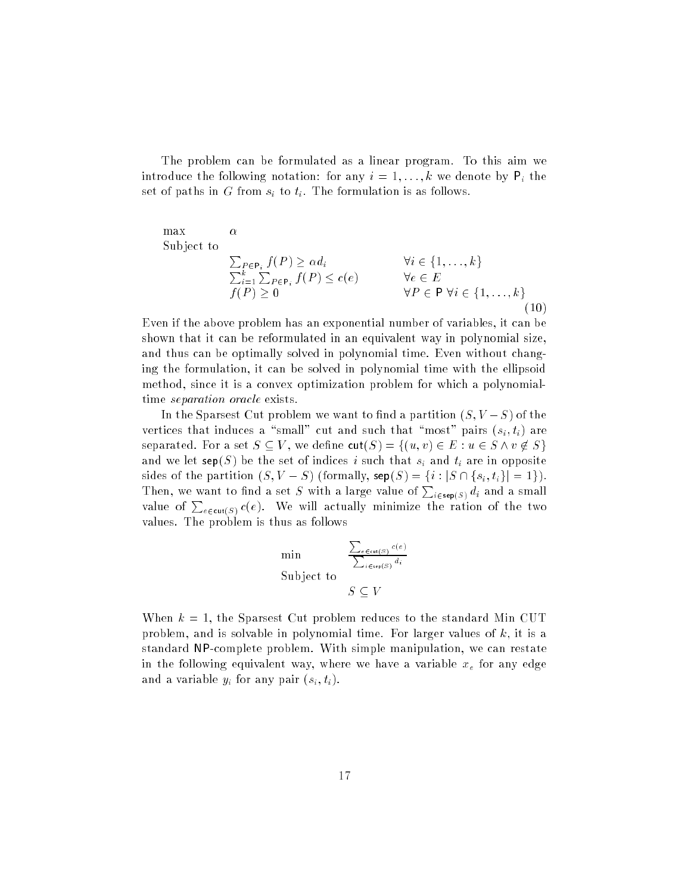The problem can be formulated as a linear program. To this aim we introduce the following notation: for any $i = 1, \ldots, k$ we denote by $\mathsf{P}_i$ the set of paths in $G$ from $s_i$ to $t_i$. The formulation is as follows.

$$
\begin{array}{lll}
\max & \alpha & \\
\text{Subject to} & & \\
& \sum_{P \in \mathsf{P}_i} f(P) \geq \alpha d_i & \forall i \in \{1, \ldots, k\} \\
& \sum_{i=1}^{k} \sum_{P \in \mathsf{P}_i} f(P) \leq c(e) & \forall e \in E \\
& f(P) \geq 0 & \forall P \in \mathsf{P} \ \forall i \in \{1, \ldots, k\}
\end{array}
\tag{10}
$$

Even if the above problem has an exponential number of variables, it can be shown that it can be reformulated in an equivalent way in polynomial size, and thus can be optimally solved in polynomial time. Even without changing the formulation, it can be solved in polynomial time with the ellipsoid method, since it is a convex optimization problem for which a polynomial-time *separation oracle* exists.

In the Sparsest Cut problem we want to find a partition $(S, V - S)$ of the vertices that induces a "small" cut and such that "most" pairs $(s_i, t_i)$ are separated. For a set $S \subseteq V$, we define $\mathsf{cut}(S) = \{(u, v) \in E : u \in S \wedge v \notin S\}$ and we let $\mathsf{sep}(S)$ be the set of indices $i$ such that $s_i$ and $t_i$ are in opposite sides of the partition $(S, V - S)$ (formally, $\mathsf{sep}(S) = \{i : |S \cap \{s_i, t_i\}| = 1\}$). Then, we want to find a set $S$ with a large value of $\sum_{i \in \mathsf{sep}(S)} d_i$ and a small value of $\sum_{e \in \mathsf{cut}(S)} c(e)$. We will actually minimize the ration of the two values. The problem is thus as follows

$$
\begin{array}{ll}
\min & \dfrac{\sum_{e \in \mathsf{cut}(S)} c(e)}{\sum_{i \in \mathsf{sep}(S)} d_i} \\
\text{Subject to} & \\
& S \subseteq V
\end{array}
$$

When $k = 1$, the Sparsest Cut problem reduces to the standard Min CUT problem, and is solvable in polynomial time. For larger values of $k$, it is a standard $\mathsf{NP}$-complete problem. With simple manipulation, we can restate in the following equivalent way, where we have a variable $x_e$ for any edge and a variable $y_i$ for any pair $(s_i, t_i)$.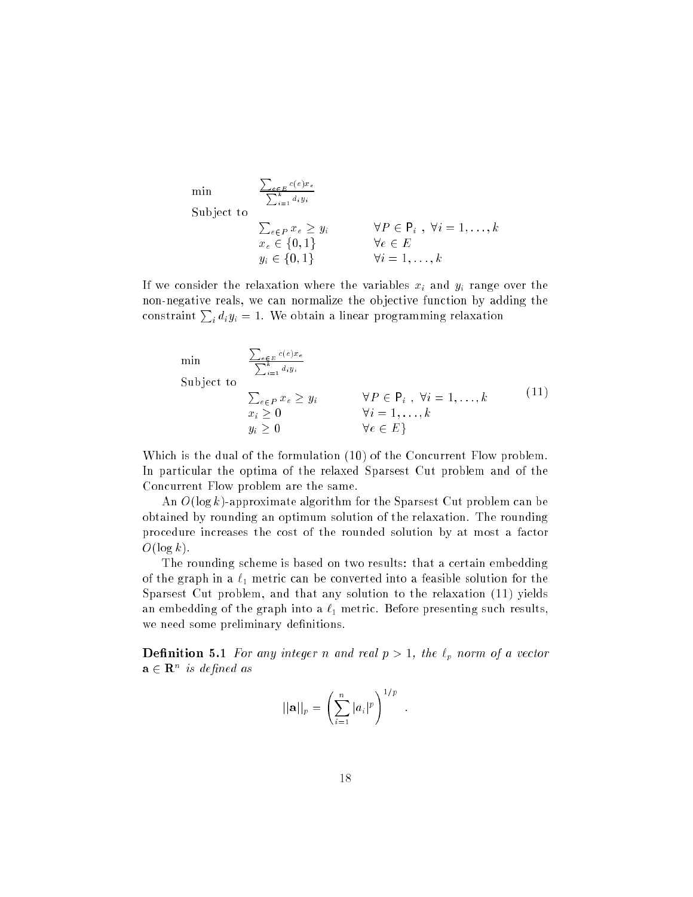$$
\begin{array}{lll}
\min & \frac{\sum_{e \in E} c(e) x_e}{\sum_{i=1}^{k} d_i y_i} & \\
\text{Subject to} & & \\
& \sum_{e \in P} x_e \geq y_i & \forall P \in \mathsf{P}_i \ , \ \forall i = 1, \ldots, k \\
& x_e \in \{0, 1\} & \forall e \in E \\
& y_i \in \{0, 1\} & \forall i = 1, \ldots, k
\end{array}
$$

If we consider the relaxation where the variables $x_i$ and $y_i$ range over the non-negative reals, we can normalize the objective function by adding the constraint $\sum_i d_i y_i = 1$. We obtain a linear programming relaxation

$$
\begin{array}{lll}
\min & \frac{\sum_{e \in E} c(e) x_e}{\sum_{i=1}^{k} d_i y_i} & \\
\text{Subject to} & & \\
& \sum_{e \in P} x_e \geq y_i & \forall P \in \mathsf{P}_i \ , \ \forall i = 1, \ldots, k \\
& x_i \geq 0 & \forall i = 1, \ldots, k \\
& y_i \geq 0 & \forall e \in E\}
\end{array}
\tag{11}
$$

Which is the dual of the formulation (10) of the Concurrent Flow problem. In particular the optima of the relaxed Sparsest Cut problem and of the Concurrent Flow problem are the same.

An $O(\log k)$-approximate algorithm for the Sparsest Cut problem can be obtained by rounding an optimum solution of the relaxation. The rounding procedure increases the cost of the rounded solution by at most a factor $O(\log k)$.

The rounding scheme is based on two results: that a certain embedding of the graph in a $\ell_1$ metric can be converted into a feasible solution for the Sparsest Cut problem, and that any solution to the relaxation (11) yields an embedding of the graph into a $\ell_1$ metric. Before presenting such results, we need some preliminary definitions.

**Definition 5.1** *For any integer $n$ and real $p > 1$, the $\ell_p$ norm of a vector $\mathbf{a} \in \mathbf{R}^n$ is defined as*

$$
||\mathbf{a}||_p = \left( \sum_{i=1}^{n} |a_i|^p \right)^{1/p} .
$$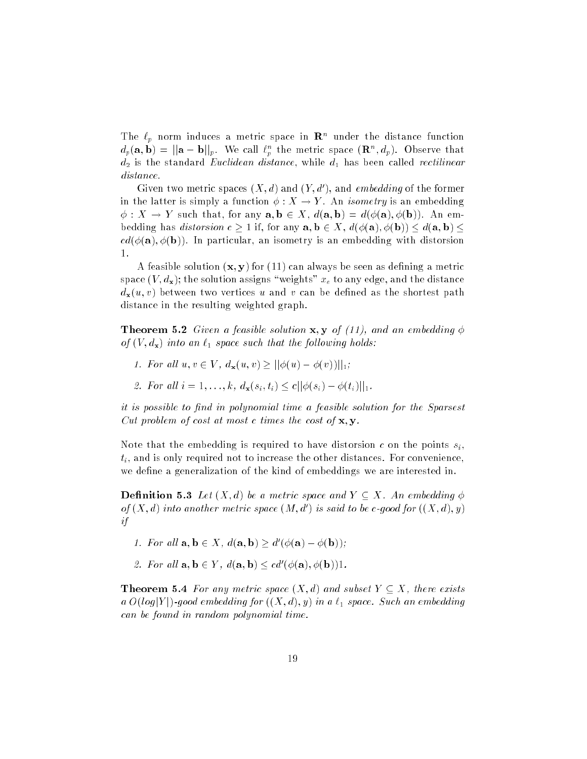The $\ell_p$ norm induces a metric space in $\mathbf{R}^n$ under the distance function $d_p(\mathbf{a}, \mathbf{b}) = ||\mathbf{a} - \mathbf{b}||_p$. We call $\ell_p^n$ the metric space $(\mathbf{R}^n, d_p)$. Observe that $d_2$ is the standard *Euclidean distance*, while $d_1$ has been called *rectilinear distance*.

Given two metric spaces $(X, d)$ and $(Y, d')$, and *embedding* of the former in the latter is simply a function $\phi : X \to Y$. An *isometry* is an embedding $\phi : X \to Y$ such that, for any $\mathbf{a}, \mathbf{b} \in X$, $d(\mathbf{a}, \mathbf{b}) = d(\phi(\mathbf{a}), \phi(\mathbf{b}))$. An embedding has *distorsion* $c \geq 1$ if, for any $\mathbf{a}, \mathbf{b} \in X$, $d(\phi(\mathbf{a}), \phi(\mathbf{b})) \leq d(\mathbf{a}, \mathbf{b}) \leq cd(\phi(\mathbf{a}), \phi(\mathbf{b}))$. In particular, an isometry is an embedding with distorsion 1.

A feasible solution $(\mathbf{x}, \mathbf{y})$ for (11) can always be seen as defining a metric space $(V, d_{\mathbf{x}})$; the solution assigns "weights" $x_e$ to any edge, and the distance $d_{\mathbf{x}}(u, v)$ between two vertices $u$ and $v$ can be defined as the shortest path distance in the resulting weighted graph.

**Theorem 5.2** *Given a feasible solution* $\mathbf{x}, \mathbf{y}$ *of (11), and an embedding* $\phi$ *of* $(V, d_{\mathbf{x}})$ *into an* $\ell_1$ *space such that the following holds:*

1. *For all* $u, v \in V$, $d_{\mathbf{x}}(u, v) \geq ||\phi(u) - \phi(v)||_1$;
2. *For all* $i = 1, \ldots, k$, $d_{\mathbf{x}}(s_i, t_i) \leq c||\phi(s_i) - \phi(t_i)||_1$.

*it is possible to find in polynomial time a feasible solution for the Sparsest Cut problem of cost at most* $c$ *times the cost of* $\mathbf{x}, \mathbf{y}$.

Note that the embedding is required to have distorsion $c$ on the points $s_i$, $t_i$, and is only required not to increase the other distances. For convenience, we define a generalization of the kind of embeddings we are interested in.

**Definition 5.3** *Let* $(X, d)$ *be a metric space and* $Y \subseteq X$. *An embedding* $\phi$ *of* $(X, d)$ *into another metric space* $(M, d')$ *is said to be* $c$*-good for* $((X, d), y)$ *if*

1. *For all* $\mathbf{a}, \mathbf{b} \in X$, $d(\mathbf{a}, \mathbf{b}) \geq d'(\phi(\mathbf{a}) - \phi(\mathbf{b}))$;
2. *For all* $\mathbf{a}, \mathbf{b} \in Y$, $d(\mathbf{a}, \mathbf{b}) \leq cd'(\phi(\mathbf{a}), \phi(\mathbf{b}))1$.

**Theorem 5.4** *For any metric space* $(X, d)$ *and subset* $Y \subseteq X$, *there exists a* $O(log|Y|)$*-good embedding for* $((X, d), y)$ *in a* $\ell_1$ *space. Such an embedding can be found in random polynomial time.*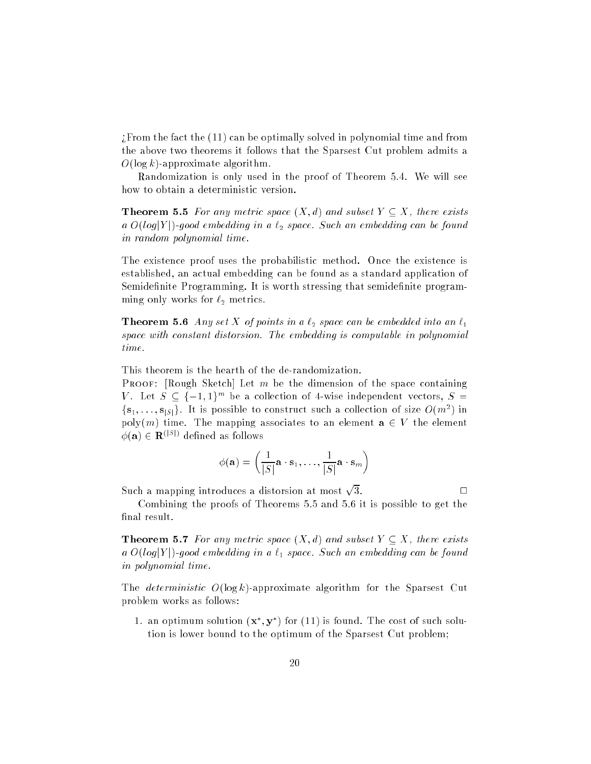¿From the fact the (11) can be optimally solved in polynomial time and from the above two theorems it follows that the Sparsest Cut problem admits a $O(\log k)$-approximate algorithm.

Randomization is only used in the proof of Theorem 5.4. We will see how to obtain a deterministic version.

**Theorem 5.5** *For any metric space $(X, d)$ and subset $Y \subseteq X$, there exists a $O(log|Y|)$-good embedding in a $\ell_2$ space. Such an embedding can be found in random polynomial time.*

The existence proof uses the probabilistic method. Once the existence is established, an actual embedding can be found as a standard application of Semidefinite Programming. It is worth stressing that semidefinite programming only works for $\ell_2$ metrics.

**Theorem 5.6** *Any set $X$ of points in a $\ell_2$ space can be embedded into an $\ell_1$ space with constant distorsion. The embedding is computable in polynomial time.*

This theorem is the hearth of the de-randomization.

Proof: [Rough Sketch] Let $m$ be the dimension of the space containing $V$. Let $S \subseteq \{-1, 1\}^m$ be a collection of 4-wise independent vectors, $S = \{\mathbf{s}_1, \ldots, \mathbf{s}_{|S|}\}$. It is possible to construct such a collection of size $O(m^2)$ in poly$(m)$ time. The mapping associates to an element $\mathbf{a} \in V$ the element $\phi(\mathbf{a}) \in \mathbf{R}^{(|S|)}$ defined as follows

$$\phi(\mathbf{a}) = \left( \frac{1}{|S|}\mathbf{a} \cdot \mathbf{s}_1, \ldots, \frac{1}{|S|}\mathbf{a} \cdot \mathbf{s}_m \right)$$

Such a mapping introduces a distorsion at most $\sqrt{3}$. □

Combining the proofs of Theorems 5.5 and 5.6 it is possible to get the final result.

**Theorem 5.7** *For any metric space $(X, d)$ and subset $Y \subseteq X$, there exists a $O(log|Y|)$-good embedding in a $\ell_1$ space. Such an embedding can be found in polynomial time.*

The *deterministic* $O(\log k)$-approximate algorithm for the Sparsest Cut problem works as follows:

1. an optimum solution $(\mathbf{x}^*, \mathbf{y}^*)$ for (11) is found. The cost of such solution is lower bound to the optimum of the Sparsest Cut problem;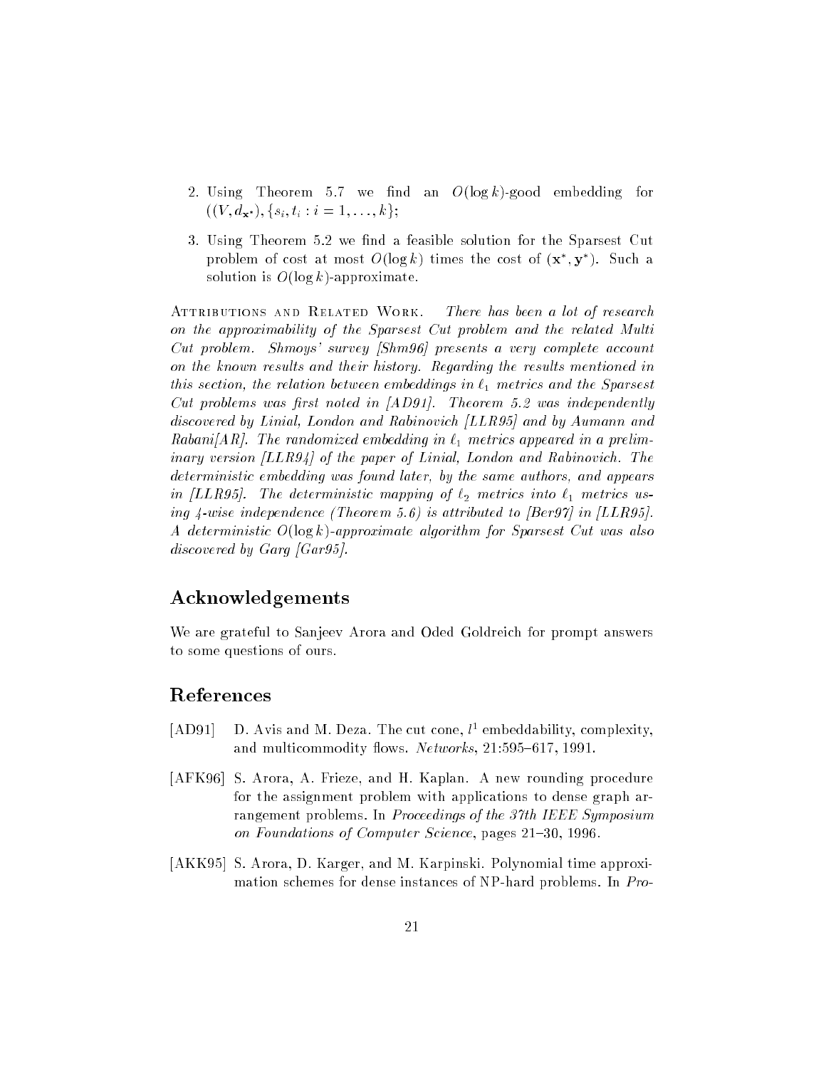2. Using Theorem 5.7 we find an $O(\log k)$-good embedding for $((V, d_{\mathbf{x}^*}), \{s_i, t_i : i = 1, \ldots, k\}$;

3. Using Theorem 5.2 we find a feasible solution for the Sparsest Cut problem of cost at most $O(\log k)$ times the cost of $(\mathbf{x}^*, \mathbf{y}^*)$. Such a solution is $O(\log k)$-approximate.

Attributions and Related Work. *There has been a lot of research on the approximability of the Sparsest Cut problem and the related Multi Cut problem. Shmoys' survey [Shm96] presents a very complete account on the known results and their history. Regarding the results mentioned in this section, the relation between embeddings in $\ell_1$ metrics and the Sparsest Cut problems was first noted in [AD91]. Theorem 5.2 was independently discovered by Linial, London and Rabinovich [LLR95] and by Aumann and Rabani[AR]. The randomized embedding in $\ell_1$ metrics appeared in a preliminary version [LLR94] of the paper of Linial, London and Rabinovich. The deterministic embedding was found later, by the same authors, and appears in [LLR95]. The deterministic mapping of $\ell_2$ metrics into $\ell_1$ metrics using 4-wise independence (Theorem 5.6) is attributed to [Ber97] in [LLR95]. A deterministic $O(\log k)$-approximate algorithm for Sparsest Cut was also discovered by Garg [Gar95].*

## Acknowledgements

We are grateful to Sanjeev Arora and Oded Goldreich for prompt answers to some questions of ours.

## References

[AD91] D. Avis and M. Deza. The cut cone, $l^1$ embeddability, complexity, and multicommodity flows. *Networks*, 21:595–617, 1991.

[AFK96] S. Arora, A. Frieze, and H. Kaplan. A new rounding procedure for the assignment problem with applications to dense graph arrangement problems. In *Proceedings of the 37th IEEE Symposium on Foundations of Computer Science*, pages 21–30, 1996.

[AKK95] S. Arora, D. Karger, and M. Karpinski. Polynomial time approximation schemes for dense instances of NP-hard problems. In *Pro-*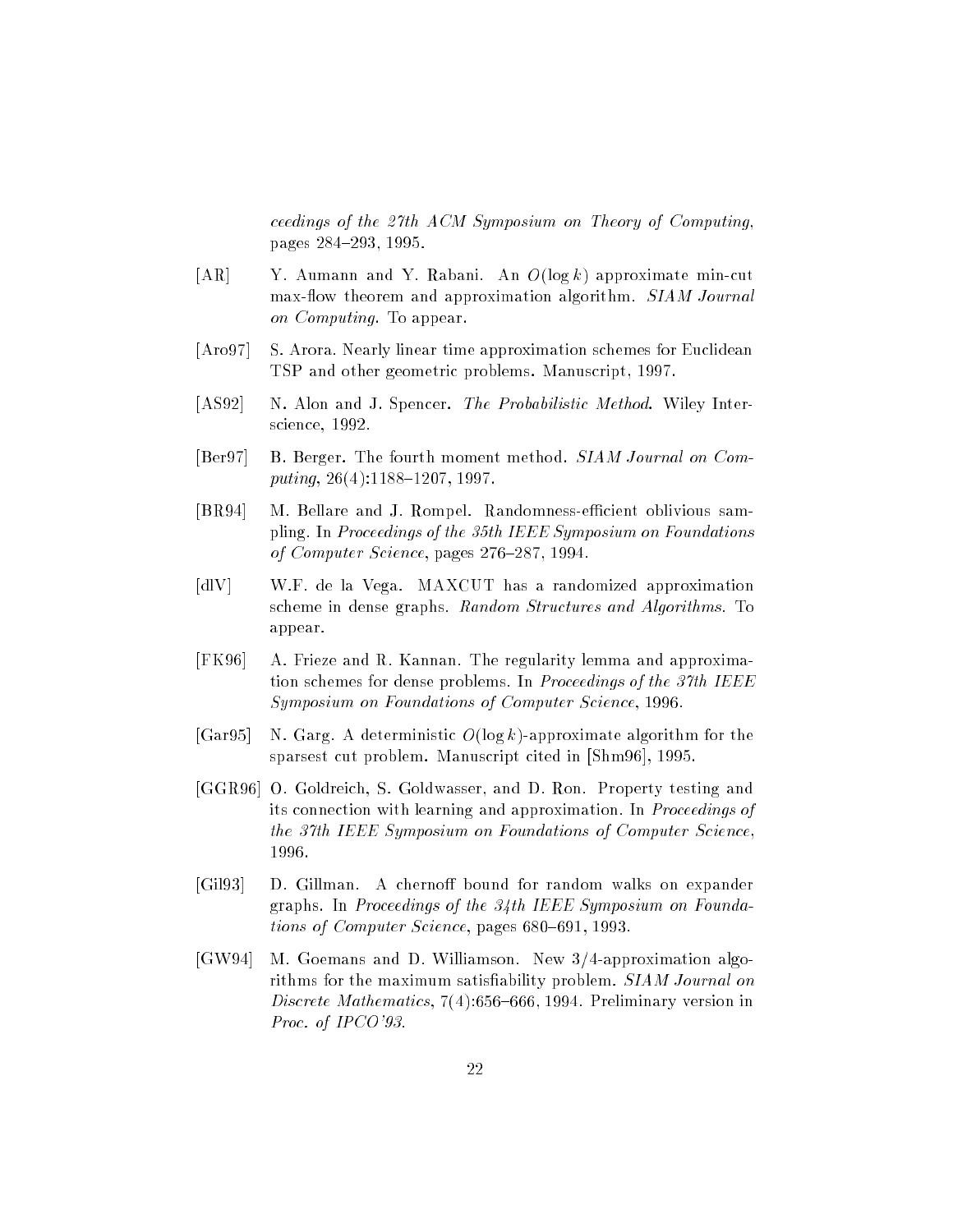*ceedings of the 27th ACM Symposium on Theory of Computing*, pages 284–293, 1995.

[AR] Y. Aumann and Y. Rabani. An $O(\log k)$ approximate min-cut max-flow theorem and approximation algorithm. *SIAM Journal on Computing*. To appear.

[Aro97] S. Arora. Nearly linear time approximation schemes for Euclidean TSP and other geometric problems. Manuscript, 1997.

[AS92] N. Alon and J. Spencer. *The Probabilistic Method*. Wiley Interscience, 1992.

[Ber97] B. Berger. The fourth moment method. *SIAM Journal on Computing*, 26(4):1188–1207, 1997.

[BR94] M. Bellare and J. Rompel. Randomness-efficient oblivious sampling. In *Proceedings of the 35th IEEE Symposium on Foundations of Computer Science*, pages 276–287, 1994.

[dlV] W.F. de la Vega. MAXCUT has a randomized approximation scheme in dense graphs. *Random Structures and Algorithms*. To appear.

[FK96] A. Frieze and R. Kannan. The regularity lemma and approximation schemes for dense problems. In *Proceedings of the 37th IEEE Symposium on Foundations of Computer Science*, 1996.

[Gar95] N. Garg. A deterministic $O(\log k)$-approximate algorithm for the sparsest cut problem. Manuscript cited in [Shm96], 1995.

[GGR96] O. Goldreich, S. Goldwasser, and D. Ron. Property testing and its connection with learning and approximation. In *Proceedings of the 37th IEEE Symposium on Foundations of Computer Science*, 1996.

[Gil93] D. Gillman. A chernoff bound for random walks on expander graphs. In *Proceedings of the 34th IEEE Symposium on Foundations of Computer Science*, pages 680–691, 1993.

[GW94] M. Goemans and D. Williamson. New 3/4-approximation algorithms for the maximum satisfiability problem. *SIAM Journal on Discrete Mathematics*, 7(4):656–666, 1994. Preliminary version in *Proc. of IPCO'93*.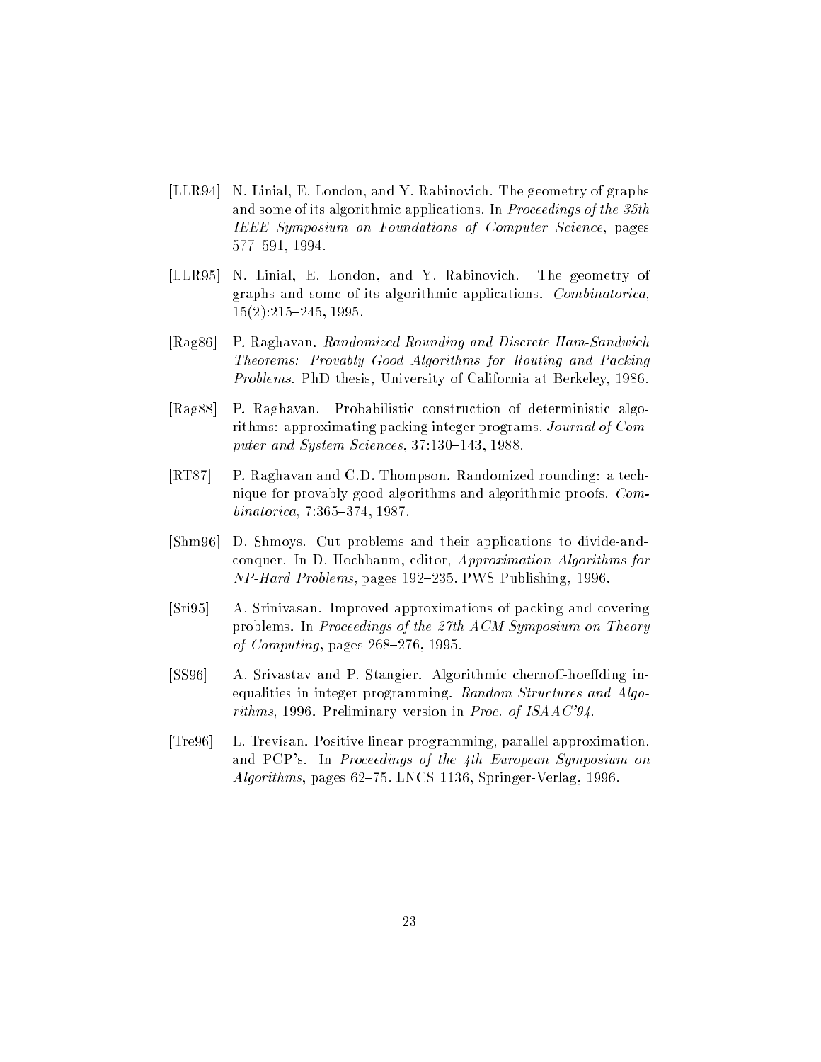[LLR94] N. Linial, E. London, and Y. Rabinovich. The geometry of graphs and some of its algorithmic applications. In *Proceedings of the 35th IEEE Symposium on Foundations of Computer Science*, pages 577–591, 1994.

[LLR95] N. Linial, E. London, and Y. Rabinovich. The geometry of graphs and some of its algorithmic applications. *Combinatorica*, 15(2):215–245, 1995.

[Rag86] P. Raghavan. *Randomized Rounding and Discrete Ham-Sandwich Theorems: Provably Good Algorithms for Routing and Packing Problems*. PhD thesis, University of California at Berkeley, 1986.

[Rag88] P. Raghavan. Probabilistic construction of deterministic algorithms: approximating packing integer programs. *Journal of Computer and System Sciences*, 37:130–143, 1988.

[RT87] P. Raghavan and C.D. Thompson. Randomized rounding: a technique for provably good algorithms and algorithmic proofs. *Combinatorica*, 7:365–374, 1987.

[Shm96] D. Shmoys. Cut problems and their applications to divide-and-conquer. In D. Hochbaum, editor, *Approximation Algorithms for NP-Hard Problems*, pages 192–235. PWS Publishing, 1996.

[Sri95] A. Srinivasan. Improved approximations of packing and covering problems. In *Proceedings of the 27th ACM Symposium on Theory of Computing*, pages 268–276, 1995.

[SS96] A. Srivastav and P. Stangier. Algorithmic chernoff-hoeffding inequalities in integer programming. *Random Structures and Algorithms*, 1996. Preliminary version in *Proc. of ISAAC'94*.

[Tre96] L. Trevisan. Positive linear programming, parallel approximation, and PCP's. In *Proceedings of the 4th European Symposium on Algorithms*, pages 62–75. LNCS 1136, Springer-Verlag, 1996.